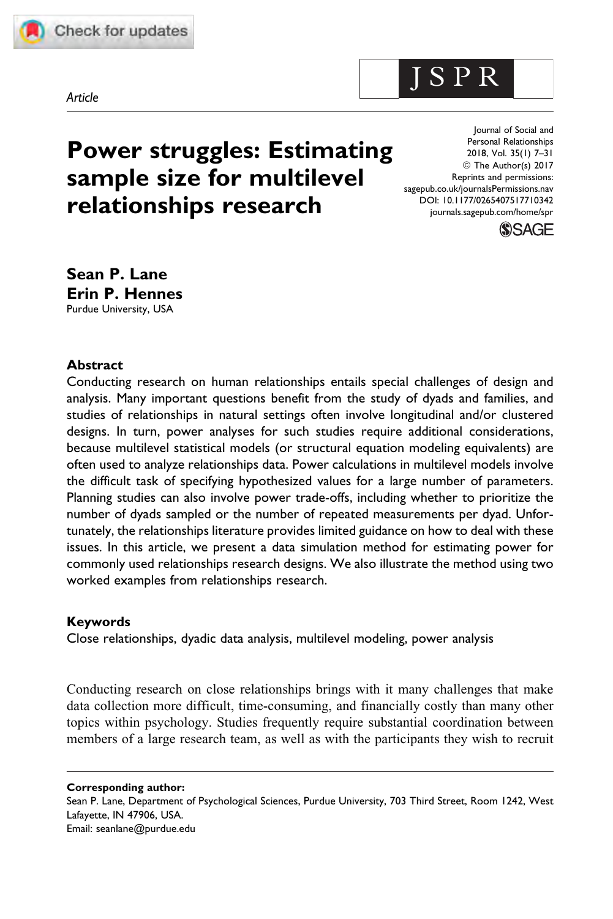*Article*

# Power struggles: Estimating sample size for multilevel relationships research

Journal of Social and Personal Relationships
2018, Vol. 35(1) 7–31
© The Author(s) 2017
Reprints and permissions: sagepub.co.uk/journalsPermissions.nav
DOI: 10.1177/0265407517710342
journals.sagepub.com/home/spr

**Sean P. Lane**
**Erin P. Hennes**
Purdue University, USA

## Abstract

Conducting research on human relationships entails special challenges of design and analysis. Many important questions benefit from the study of dyads and families, and studies of relationships in natural settings often involve longitudinal and/or clustered designs. In turn, power analyses for such studies require additional considerations, because multilevel statistical models (or structural equation modeling equivalents) are often used to analyze relationships data. Power calculations in multilevel models involve the difficult task of specifying hypothesized values for a large number of parameters. Planning studies can also involve power trade-offs, including whether to prioritize the number of dyads sampled or the number of repeated measurements per dyad. Unfortunately, the relationships literature provides limited guidance on how to deal with these issues. In this article, we present a data simulation method for estimating power for commonly used relationships research designs. We also illustrate the method using two worked examples from relationships research.

## Keywords

Close relationships, dyadic data analysis, multilevel modeling, power analysis

Conducting research on close relationships brings with it many challenges that make data collection more difficult, time-consuming, and financially costly than many other topics within psychology. Studies frequently require substantial coordination between members of a large research team, as well as with the participants they wish to recruit

**Corresponding author:**
Sean P. Lane, Department of Psychological Sciences, Purdue University, 703 Third Street, Room 1242, West Lafayette, IN 47906, USA.
Email: seanlane@purdue.edu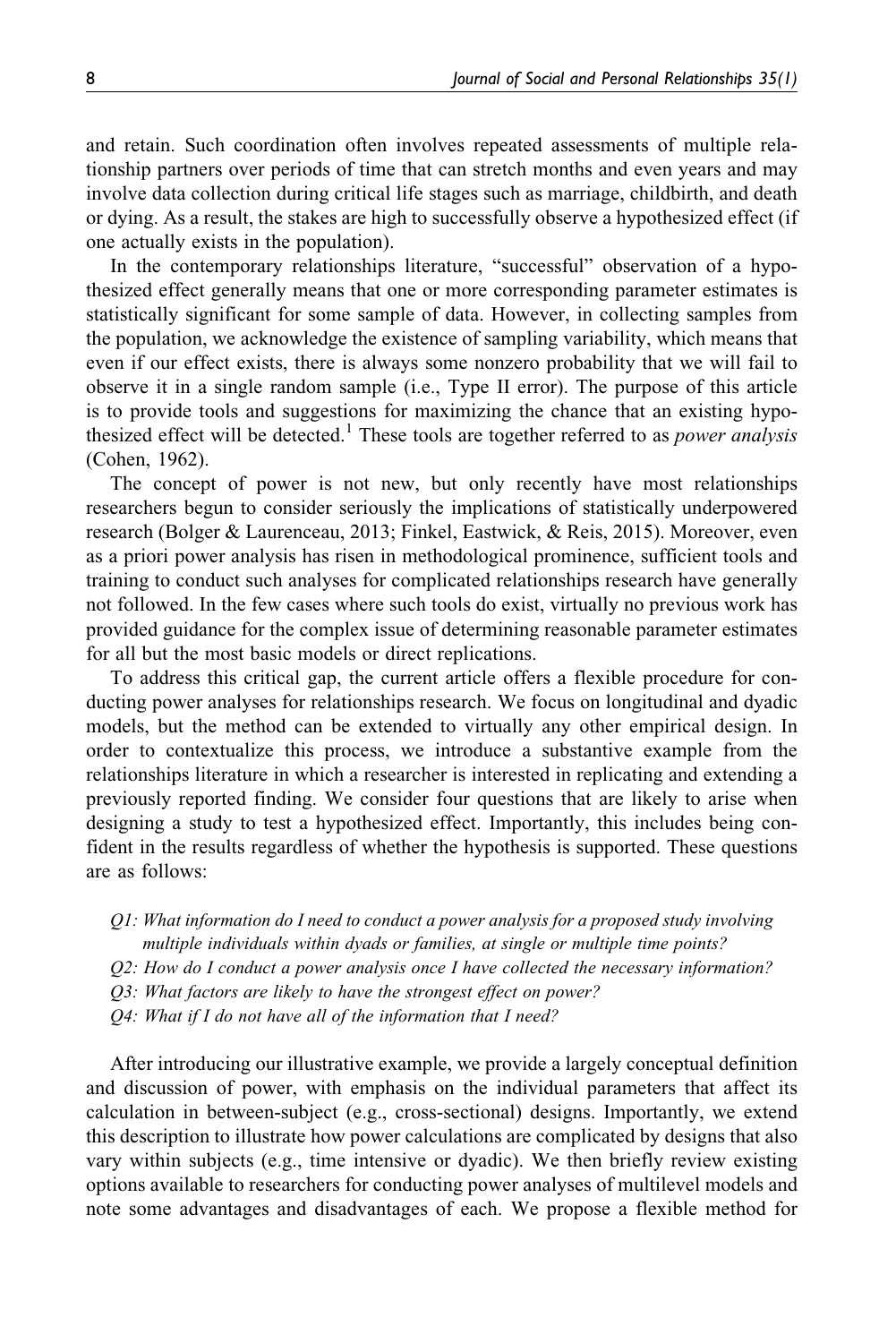and retain. Such coordination often involves repeated assessments of multiple relationship partners over periods of time that can stretch months and even years and may involve data collection during critical life stages such as marriage, childbirth, and death or dying. As a result, the stakes are high to successfully observe a hypothesized effect (if one actually exists in the population).

In the contemporary relationships literature, "successful" observation of a hypothesized effect generally means that one or more corresponding parameter estimates is statistically significant for some sample of data. However, in collecting samples from the population, we acknowledge the existence of sampling variability, which means that even if our effect exists, there is always some nonzero probability that we will fail to observe it in a single random sample (i.e., Type II error). The purpose of this article is to provide tools and suggestions for maximizing the chance that an existing hypothesized effect will be detected.[1] These tools are together referred to as *power analysis* (Cohen, 1962).

The concept of power is not new, but only recently have most relationships researchers begun to consider seriously the implications of statistically underpowered research (Bolger & Laurenceau, 2013; Finkel, Eastwick, & Reis, 2015). Moreover, even as a priori power analysis has risen in methodological prominence, sufficient tools and training to conduct such analyses for complicated relationships research have generally not followed. In the few cases where such tools do exist, virtually no previous work has provided guidance for the complex issue of determining reasonable parameter estimates for all but the most basic models or direct replications.

To address this critical gap, the current article offers a flexible procedure for conducting power analyses for relationships research. We focus on longitudinal and dyadic models, but the method can be extended to virtually any other empirical design. In order to contextualize this process, we introduce a substantive example from the relationships literature in which a researcher is interested in replicating and extending a previously reported finding. We consider four questions that are likely to arise when designing a study to test a hypothesized effect. Importantly, this includes being confident in the results regardless of whether the hypothesis is supported. These questions are as follows:

- *Q1: What information do I need to conduct a power analysis for a proposed study involving multiple individuals within dyads or families, at single or multiple time points?*
- *Q2: How do I conduct a power analysis once I have collected the necessary information?*
- *Q3: What factors are likely to have the strongest effect on power?*
- *Q4: What if I do not have all of the information that I need?*

After introducing our illustrative example, we provide a largely conceptual definition and discussion of power, with emphasis on the individual parameters that affect its calculation in between-subject (e.g., cross-sectional) designs. Importantly, we extend this description to illustrate how power calculations are complicated by designs that also vary within subjects (e.g., time intensive or dyadic). We then briefly review existing options available to researchers for conducting power analyses of multilevel models and note some advantages and disadvantages of each. We propose a flexible method for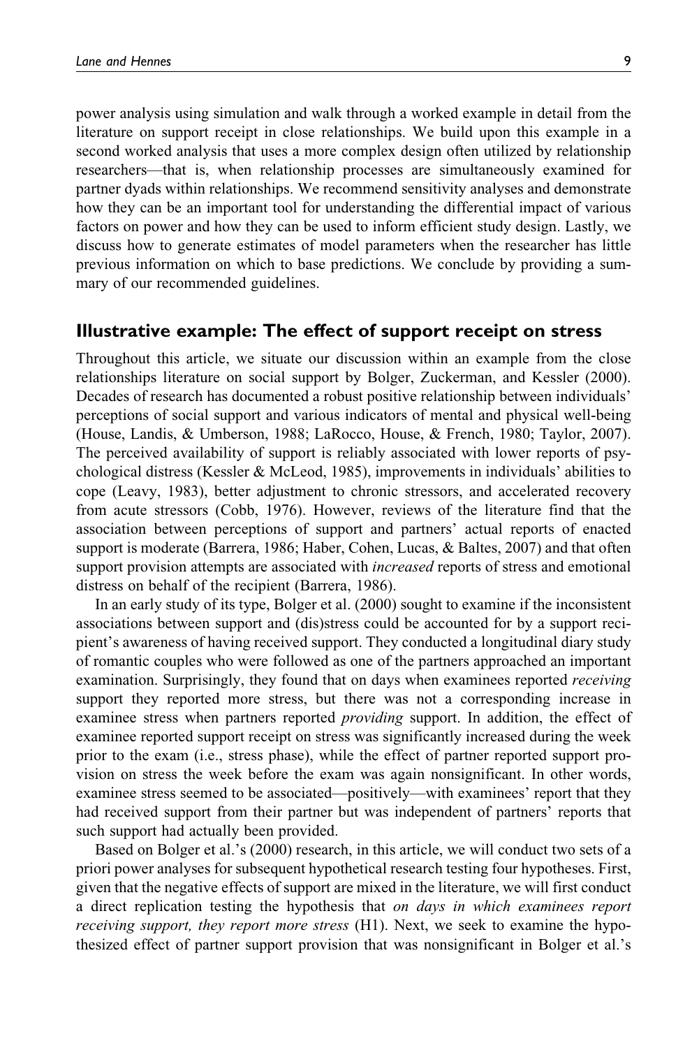power analysis using simulation and walk through a worked example in detail from the literature on support receipt in close relationships. We build upon this example in a second worked analysis that uses a more complex design often utilized by relationship researchers—that is, when relationship processes are simultaneously examined for partner dyads within relationships. We recommend sensitivity analyses and demonstrate how they can be an important tool for understanding the differential impact of various factors on power and how they can be used to inform efficient study design. Lastly, we discuss how to generate estimates of model parameters when the researcher has little previous information on which to base predictions. We conclude by providing a summary of our recommended guidelines.

## Illustrative example: The effect of support receipt on stress

Throughout this article, we situate our discussion within an example from the close relationships literature on social support by Bolger, Zuckerman, and Kessler (2000). Decades of research has documented a robust positive relationship between individuals' perceptions of social support and various indicators of mental and physical well-being (House, Landis, & Umberson, 1988; LaRocco, House, & French, 1980; Taylor, 2007). The perceived availability of support is reliably associated with lower reports of psychological distress (Kessler & McLeod, 1985), improvements in individuals' abilities to cope (Leavy, 1983), better adjustment to chronic stressors, and accelerated recovery from acute stressors (Cobb, 1976). However, reviews of the literature find that the association between perceptions of support and partners' actual reports of enacted support is moderate (Barrera, 1986; Haber, Cohen, Lucas, & Baltes, 2007) and that often support provision attempts are associated with *increased* reports of stress and emotional distress on behalf of the recipient (Barrera, 1986).

In an early study of its type, Bolger et al. (2000) sought to examine if the inconsistent associations between support and (dis)stress could be accounted for by a support recipient's awareness of having received support. They conducted a longitudinal diary study of romantic couples who were followed as one of the partners approached an important examination. Surprisingly, they found that on days when examinees reported *receiving* support they reported more stress, but there was not a corresponding increase in examinee stress when partners reported *providing* support. In addition, the effect of examinee reported support receipt on stress was significantly increased during the week prior to the exam (i.e., stress phase), while the effect of partner reported support provision on stress the week before the exam was again nonsignificant. In other words, examinee stress seemed to be associated—positively—with examinees' report that they had received support from their partner but was independent of partners' reports that such support had actually been provided.

Based on Bolger et al.'s (2000) research, in this article, we will conduct two sets of a priori power analyses for subsequent hypothetical research testing four hypotheses. First, given that the negative effects of support are mixed in the literature, we will first conduct a direct replication testing the hypothesis that *on days in which examinees report receiving support, they report more stress* (H1). Next, we seek to examine the hypothesized effect of partner support provision that was nonsignificant in Bolger et al.'s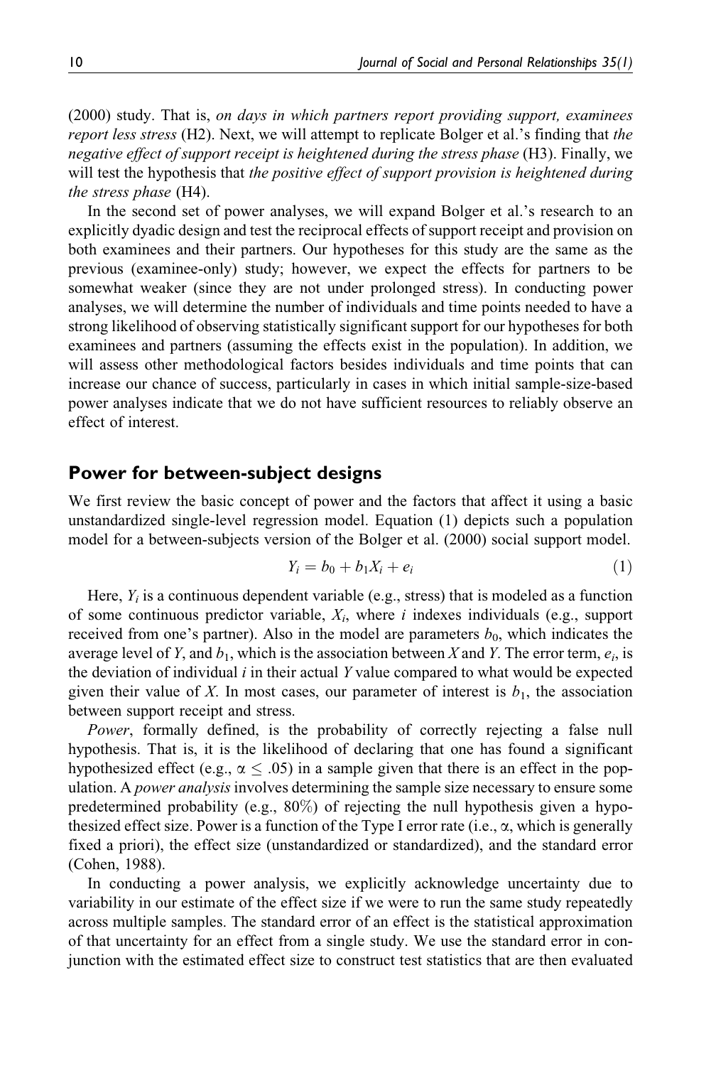(2000) study. That is, *on days in which partners report providing support, examinees report less stress* (H2). Next, we will attempt to replicate Bolger et al.'s finding that *the negative effect of support receipt is heightened during the stress phase* (H3). Finally, we will test the hypothesis that *the positive effect of support provision is heightened during the stress phase* (H4).

In the second set of power analyses, we will expand Bolger et al.'s research to an explicitly dyadic design and test the reciprocal effects of support receipt and provision on both examinees and their partners. Our hypotheses for this study are the same as the previous (examinee-only) study; however, we expect the effects for partners to be somewhat weaker (since they are not under prolonged stress). In conducting power analyses, we will determine the number of individuals and time points needed to have a strong likelihood of observing statistically significant support for our hypotheses for both examinees and partners (assuming the effects exist in the population). In addition, we will assess other methodological factors besides individuals and time points that can increase our chance of success, particularly in cases in which initial sample-size-based power analyses indicate that we do not have sufficient resources to reliably observe an effect of interest.

## Power for between-subject designs

We first review the basic concept of power and the factors that affect it using a basic unstandardized single-level regression model. Equation (1) depicts such a population model for a between-subjects version of the Bolger et al. (2000) social support model.

$$Y_i = b_0 + b_1 X_i + e_i \tag{1}$$

Here, $Y_i$ is a continuous dependent variable (e.g., stress) that is modeled as a function of some continuous predictor variable, $X_i$, where $i$ indexes individuals (e.g., support received from one's partner). Also in the model are parameters $b_0$, which indicates the average level of $Y$, and $b_1$, which is the association between $X$ and $Y$. The error term, $e_i$, is the deviation of individual $i$ in their actual $Y$ value compared to what would be expected given their value of $X$. In most cases, our parameter of interest is $b_1$, the association between support receipt and stress.

*Power*, formally defined, is the probability of correctly rejecting a false null hypothesis. That is, it is the likelihood of declaring that one has found a significant hypothesized effect (e.g., $\alpha \leq .05$) in a sample given that there is an effect in the population. A *power analysis* involves determining the sample size necessary to ensure some predetermined probability (e.g., 80%) of rejecting the null hypothesis given a hypothesized effect size. Power is a function of the Type I error rate (i.e., $\alpha$, which is generally fixed a priori), the effect size (unstandardized or standardized), and the standard error (Cohen, 1988).

In conducting a power analysis, we explicitly acknowledge uncertainty due to variability in our estimate of the effect size if we were to run the same study repeatedly across multiple samples. The standard error of an effect is the statistical approximation of that uncertainty for an effect from a single study. We use the standard error in conjunction with the estimated effect size to construct test statistics that are then evaluated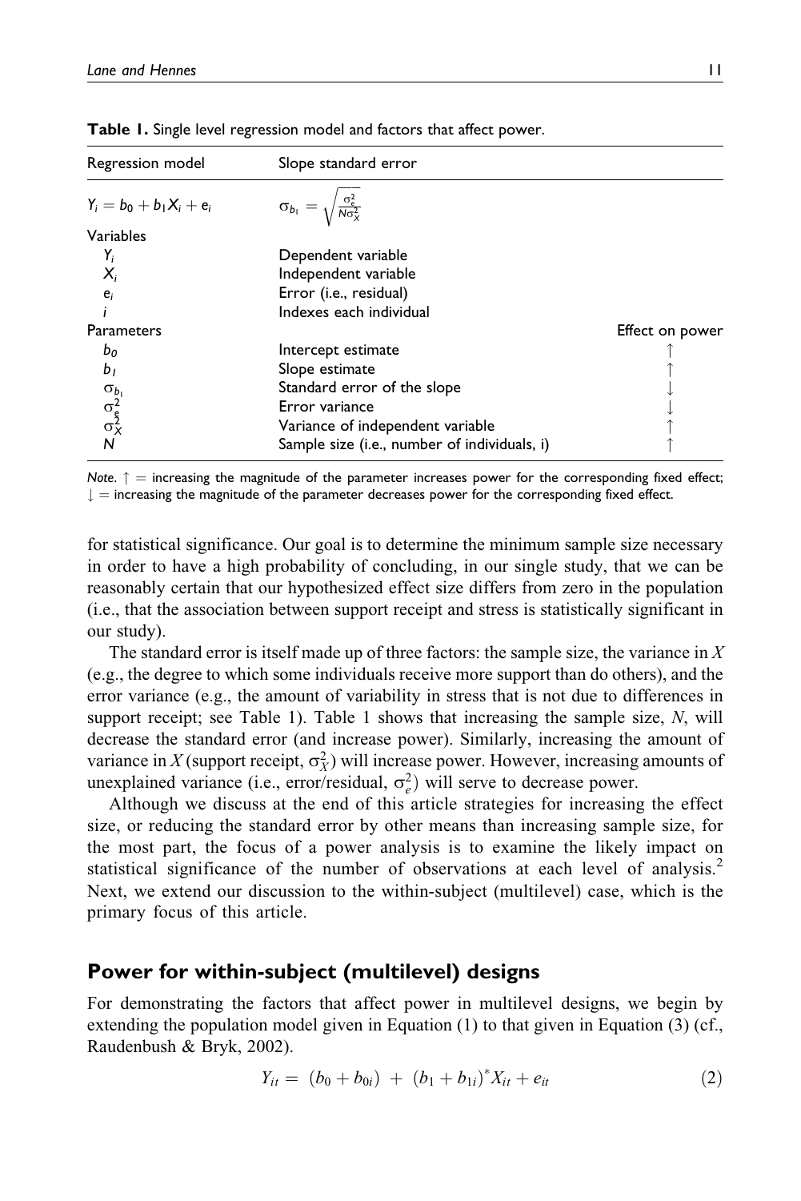**Table 1.** Single level regression model and factors that affect power.

| Regression model | Slope standard error | |
|---|---|---|
| $Y_i = b_0 + b_1 X_i + e_i$ | $\sigma_{b_1} = \sqrt{\frac{\sigma_e^2}{N\sigma_X^2}}$ | |
| Variables | | |
| $Y_i$ | Dependent variable | |
| $X_i$ | Independent variable | |
| $e_i$ | Error (i.e., residual) | |
| $i$ | Indexes each individual | |
| Parameters | | Effect on power |
| $b_0$ | Intercept estimate | ↑ |
| $b_1$ | Slope estimate | ↑ |
| $\sigma_{b_1}$ | Standard error of the slope | ↓ |
| $\sigma_e^2$ | Error variance | ↓ |
| $\sigma_X^2$ | Variance of independent variable | ↑ |
| $N$ | Sample size (i.e., number of individuals, i) | ↑ |

*Note.* ↑ = increasing the magnitude of the parameter increases power for the corresponding fixed effect; ↓ = increasing the magnitude of the parameter decreases power for the corresponding fixed effect.

for statistical significance. Our goal is to determine the minimum sample size necessary in order to have a high probability of concluding, in our single study, that we can be reasonably certain that our hypothesized effect size differs from zero in the population (i.e., that the association between support receipt and stress is statistically significant in our study).

The standard error is itself made up of three factors: the sample size, the variance in $X$ (e.g., the degree to which some individuals receive more support than do others), and the error variance (e.g., the amount of variability in stress that is not due to differences in support receipt; see Table 1). Table 1 shows that increasing the sample size, $N$, will decrease the standard error (and increase power). Similarly, increasing the amount of variance in $X$ (support receipt, $\sigma_X^2$) will increase power. However, increasing amounts of unexplained variance (i.e., error/residual, $\sigma_e^2$) will serve to decrease power.

Although we discuss at the end of this article strategies for increasing the effect size, or reducing the standard error by other means than increasing sample size, for the most part, the focus of a power analysis is to examine the likely impact on statistical significance of the number of observations at each level of analysis.[2] Next, we extend our discussion to the within-subject (multilevel) case, which is the primary focus of this article.

## Power for within-subject (multilevel) designs

For demonstrating the factors that affect power in multilevel designs, we begin by extending the population model given in Equation (1) to that given in Equation (3) (cf., Raudenbush & Bryk, 2002).

$$Y_{it} = (b_0 + b_{0i}) + (b_1 + b_{1i})^* X_{it} + e_{it} \tag{2}$$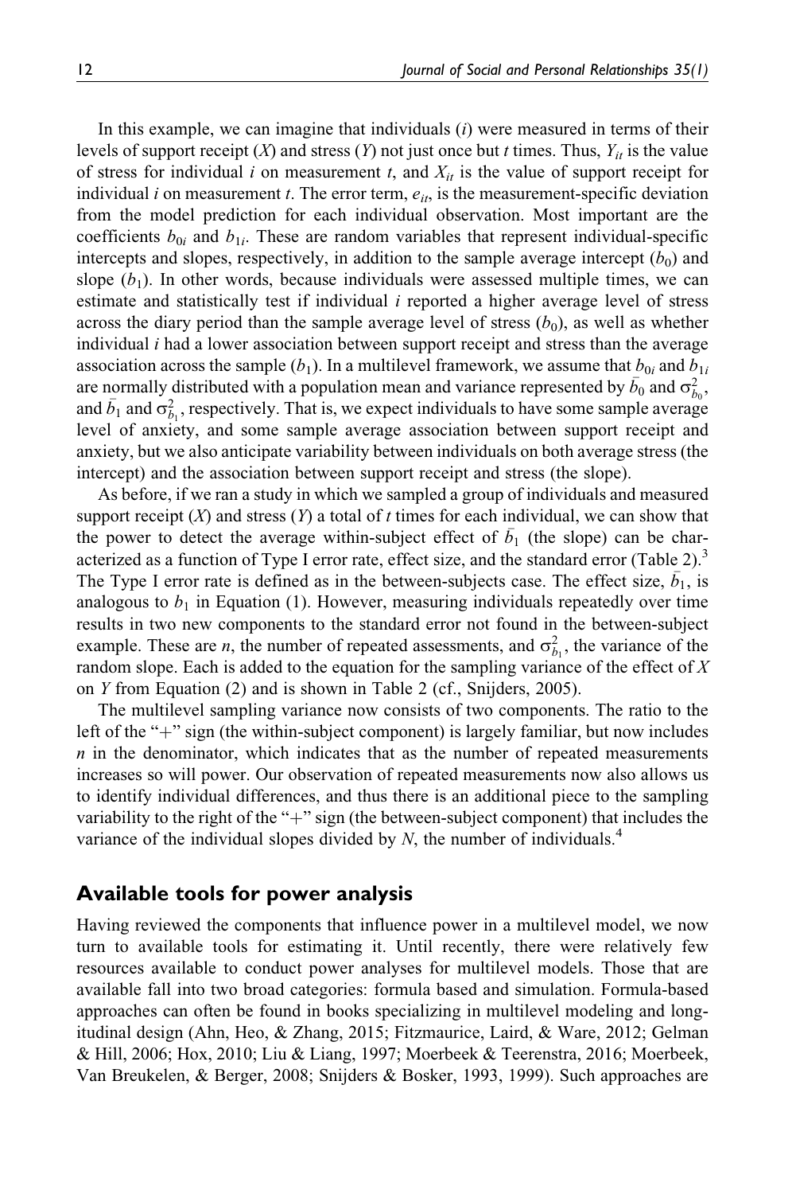In this example, we can imagine that individuals ($i$) were measured in terms of their levels of support receipt ($X$) and stress ($Y$) not just once but $t$ times. Thus, $Y_{it}$ is the value of stress for individual $i$ on measurement $t$, and $X_{it}$ is the value of support receipt for individual $i$ on measurement $t$. The error term, $e_{it}$, is the measurement-specific deviation from the model prediction for each individual observation. Most important are the coefficients $b_{0i}$ and $b_{1i}$. These are random variables that represent individual-specific intercepts and slopes, respectively, in addition to the sample average intercept ($b_0$) and slope ($b_1$). In other words, because individuals were assessed multiple times, we can estimate and statistically test if individual $i$ reported a higher average level of stress across the diary period than the sample average level of stress ($b_0$), as well as whether individual $i$ had a lower association between support receipt and stress than the average association across the sample ($b_1$). In a multilevel framework, we assume that $b_{0i}$ and $b_{1i}$ are normally distributed with a population mean and variance represented by $\bar{b}_0$ and $\sigma^2_{\bar{b}_0}$, and $\bar{b}_1$ and $\sigma^2_{\bar{b}_1}$, respectively. That is, we expect individuals to have some sample average level of anxiety, and some sample average association between support receipt and anxiety, but we also anticipate variability between individuals on both average stress (the intercept) and the association between support receipt and stress (the slope).

As before, if we ran a study in which we sampled a group of individuals and measured support receipt ($X$) and stress ($Y$) a total of $t$ times for each individual, we can show that the power to detect the average within-subject effect of $\bar{b}_1$ (the slope) can be characterized as a function of Type I error rate, effect size, and the standard error (Table 2).[3] The Type I error rate is defined as in the between-subjects case. The effect size, $\bar{b}_1$, is analogous to $b_1$ in Equation (1). However, measuring individuals repeatedly over time results in two new components to the standard error not found in the between-subject example. These are $n$, the number of repeated assessments, and $\sigma^2_{\bar{b}_1}$, the variance of the random slope. Each is added to the equation for the sampling variance of the effect of $X$ on $Y$ from Equation (2) and is shown in Table 2 (cf., Snijders, 2005).

The multilevel sampling variance now consists of two components. The ratio to the left of the "+" sign (the within-subject component) is largely familiar, but now includes $n$ in the denominator, which indicates that as the number of repeated measurements increases so will power. Our observation of repeated measurements now also allows us to identify individual differences, and thus there is an additional piece to the sampling variability to the right of the "+" sign (the between-subject component) that includes the variance of the individual slopes divided by $N$, the number of individuals.[4]

## Available tools for power analysis

Having reviewed the components that influence power in a multilevel model, we now turn to available tools for estimating it. Until recently, there were relatively few resources available to conduct power analyses for multilevel models. Those that are available fall into two broad categories: formula based and simulation. Formula-based approaches can often be found in books specializing in multilevel modeling and longitudinal design (Ahn, Heo, & Zhang, 2015; Fitzmaurice, Laird, & Ware, 2012; Gelman & Hill, 2006; Hox, 2010; Liu & Liang, 1997; Moerbeek & Teerenstra, 2016; Moerbeek, Van Breukelen, & Berger, 2008; Snijders & Bosker, 1993, 1999). Such approaches are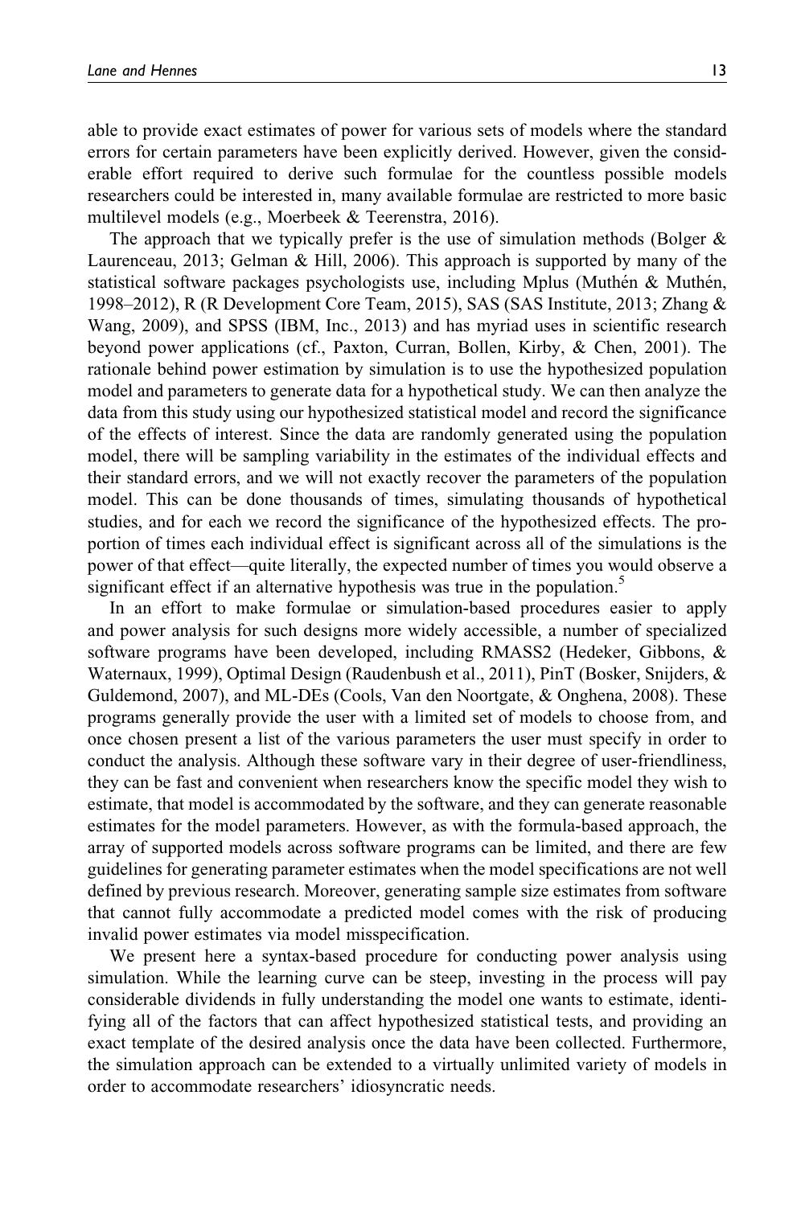able to provide exact estimates of power for various sets of models where the standard errors for certain parameters have been explicitly derived. However, given the considerable effort required to derive such formulae for the countless possible models researchers could be interested in, many available formulae are restricted to more basic multilevel models (e.g., Moerbeek & Teerenstra, 2016).

The approach that we typically prefer is the use of simulation methods (Bolger & Laurenceau, 2013; Gelman & Hill, 2006). This approach is supported by many of the statistical software packages psychologists use, including Mplus (Muthén & Muthén, 1998–2012), R (R Development Core Team, 2015), SAS (SAS Institute, 2013; Zhang & Wang, 2009), and SPSS (IBM, Inc., 2013) and has myriad uses in scientific research beyond power applications (cf., Paxton, Curran, Bollen, Kirby, & Chen, 2001). The rationale behind power estimation by simulation is to use the hypothesized population model and parameters to generate data for a hypothetical study. We can then analyze the data from this study using our hypothesized statistical model and record the significance of the effects of interest. Since the data are randomly generated using the population model, there will be sampling variability in the estimates of the individual effects and their standard errors, and we will not exactly recover the parameters of the population model. This can be done thousands of times, simulating thousands of hypothetical studies, and for each we record the significance of the hypothesized effects. The proportion of times each individual effect is significant across all of the simulations is the power of that effect—quite literally, the expected number of times you would observe a significant effect if an alternative hypothesis was true in the population.[5]

In an effort to make formulae or simulation-based procedures easier to apply and power analysis for such designs more widely accessible, a number of specialized software programs have been developed, including RMASS2 (Hedeker, Gibbons, & Waternaux, 1999), Optimal Design (Raudenbush et al., 2011), PinT (Bosker, Snijders, & Guldemond, 2007), and ML-DEs (Cools, Van den Noortgate, & Onghena, 2008). These programs generally provide the user with a limited set of models to choose from, and once chosen present a list of the various parameters the user must specify in order to conduct the analysis. Although these software vary in their degree of user-friendliness, they can be fast and convenient when researchers know the specific model they wish to estimate, that model is accommodated by the software, and they can generate reasonable estimates for the model parameters. However, as with the formula-based approach, the array of supported models across software programs can be limited, and there are few guidelines for generating parameter estimates when the model specifications are not well defined by previous research. Moreover, generating sample size estimates from software that cannot fully accommodate a predicted model comes with the risk of producing invalid power estimates via model misspecification.

We present here a syntax-based procedure for conducting power analysis using simulation. While the learning curve can be steep, investing in the process will pay considerable dividends in fully understanding the model one wants to estimate, identifying all of the factors that can affect hypothesized statistical tests, and providing an exact template of the desired analysis once the data have been collected. Furthermore, the simulation approach can be extended to a virtually unlimited variety of models in order to accommodate researchers' idiosyncratic needs.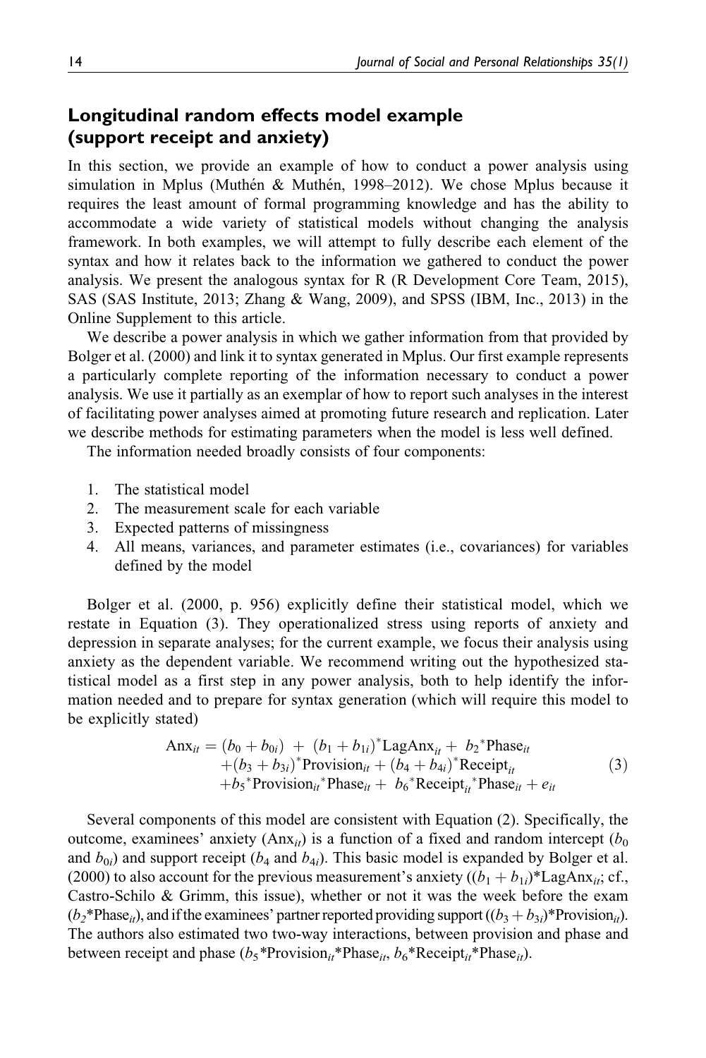## Longitudinal random effects model example (support receipt and anxiety)

In this section, we provide an example of how to conduct a power analysis using simulation in Mplus (Muthén & Muthén, 1998–2012). We chose Mplus because it requires the least amount of formal programming knowledge and has the ability to accommodate a wide variety of statistical models without changing the analysis framework. In both examples, we will attempt to fully describe each element of the syntax and how it relates back to the information we gathered to conduct the power analysis. We present the analogous syntax for R (R Development Core Team, 2015), SAS (SAS Institute, 2013; Zhang & Wang, 2009), and SPSS (IBM, Inc., 2013) in the Online Supplement to this article.

We describe a power analysis in which we gather information from that provided by Bolger et al. (2000) and link it to syntax generated in Mplus. Our first example represents a particularly complete reporting of the information necessary to conduct a power analysis. We use it partially as an exemplar of how to report such analyses in the interest of facilitating power analyses aimed at promoting future research and replication. Later we describe methods for estimating parameters when the model is less well defined.

The information needed broadly consists of four components:

1. The statistical model
2. The measurement scale for each variable
3. Expected patterns of missingness
4. All means, variances, and parameter estimates (i.e., covariances) for variables defined by the model

Bolger et al. (2000, p. 956) explicitly define their statistical model, which we restate in Equation (3). They operationalized stress using reports of anxiety and depression in separate analyses; for the current example, we focus their analysis using anxiety as the dependent variable. We recommend writing out the hypothesized statistical model as a first step in any power analysis, both to help identify the information needed and to prepare for syntax generation (which will require this model to be explicitly stated)

$$
\begin{aligned}
\text{Anx}_{it} = {} & (b_0 + b_{0i}) + (b_1 + b_{1i})^* \text{LagAnx}_{it} + b_2{}^* \text{Phase}_{it} \\
& + (b_3 + b_{3i})^* \text{Provision}_{it} + (b_4 + b_{4i})^* \text{Receipt}_{it} \\
& + b_5{}^* \text{Provision}_{it}{}^* \text{Phase}_{it} + b_6{}^* \text{Receipt}_{it}{}^* \text{Phase}_{it} + e_{it}
\end{aligned} \tag{3}
$$

Several components of this model are consistent with Equation (2). Specifically, the outcome, examinees' anxiety ($\text{Anx}_{it}$) is a function of a fixed and random intercept ($b_0$ and $b_{0i}$) and support receipt ($b_4$ and $b_{4i}$). This basic model is expanded by Bolger et al. (2000) to also account for the previous measurement's anxiety ($(b_1 + b_{1i})^*\text{LagAnx}_{it}$; cf., Castro-Schilo & Grimm, this issue), whether or not it was the week before the exam ($b_2{}^*\text{Phase}_{it}$), and if the examinees' partner reported providing support ($(b_3 + b_{3i})^*\text{Provision}_{it}$). The authors also estimated two two-way interactions, between provision and phase and between receipt and phase ($b_5{}^*\text{Provision}_{it}{}^*\text{Phase}_{it}$, $b_6{}^*\text{Receipt}_{it}{}^*\text{Phase}_{it}$).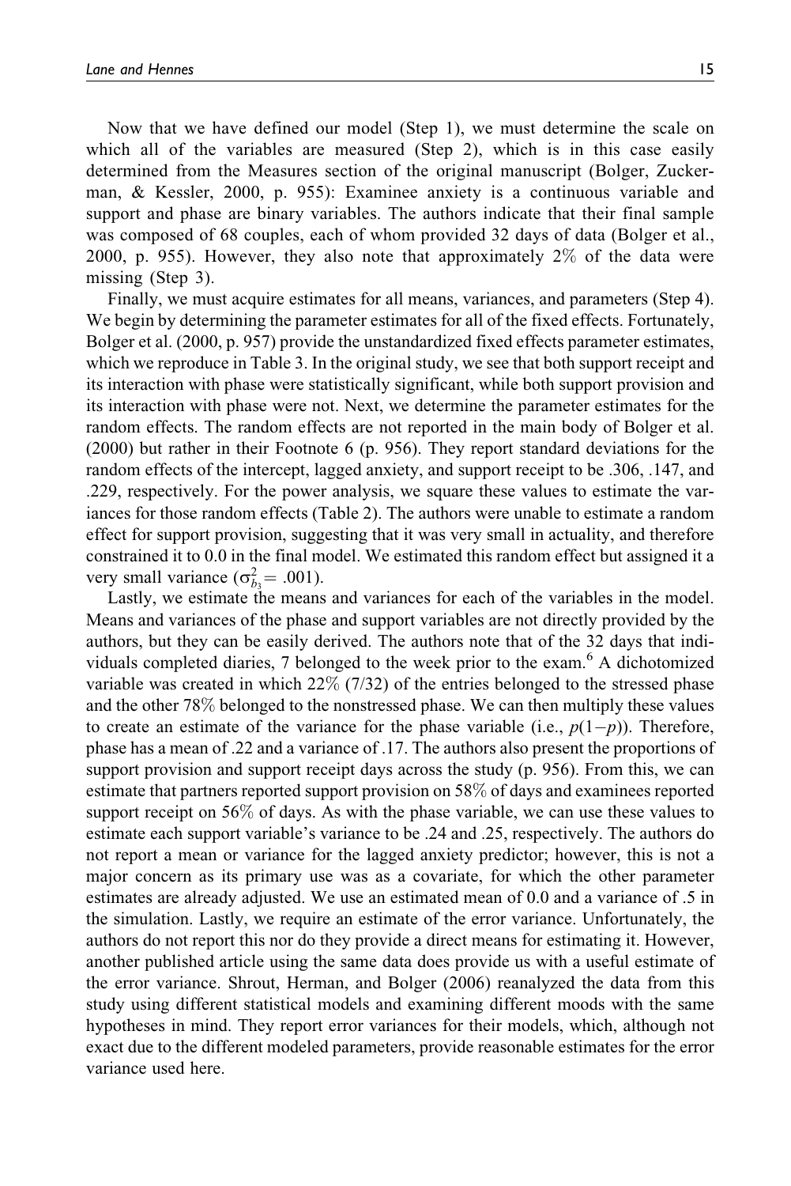Now that we have defined our model (Step 1), we must determine the scale on which all of the variables are measured (Step 2), which is in this case easily determined from the Measures section of the original manuscript (Bolger, Zuckerman, & Kessler, 2000, p. 955): Examinee anxiety is a continuous variable and support and phase are binary variables. The authors indicate that their final sample was composed of 68 couples, each of whom provided 32 days of data (Bolger et al., 2000, p. 955). However, they also note that approximately 2% of the data were missing (Step 3).

Finally, we must acquire estimates for all means, variances, and parameters (Step 4). We begin by determining the parameter estimates for all of the fixed effects. Fortunately, Bolger et al. (2000, p. 957) provide the unstandardized fixed effects parameter estimates, which we reproduce in Table 3. In the original study, we see that both support receipt and its interaction with phase were statistically significant, while both support provision and its interaction with phase were not. Next, we determine the parameter estimates for the random effects. The random effects are not reported in the main body of Bolger et al. (2000) but rather in their Footnote 6 (p. 956). They report standard deviations for the random effects of the intercept, lagged anxiety, and support receipt to be .306, .147, and .229, respectively. For the power analysis, we square these values to estimate the variances for those random effects (Table 2). The authors were unable to estimate a random effect for support provision, suggesting that it was very small in actuality, and therefore constrained it to 0.0 in the final model. We estimated this random effect but assigned it a very small variance ($\sigma^2_{b_3} = .001$).

Lastly, we estimate the means and variances for each of the variables in the model. Means and variances of the phase and support variables are not directly provided by the authors, but they can be easily derived. The authors note that of the 32 days that individuals completed diaries, 7 belonged to the week prior to the exam.[6] A dichotomized variable was created in which 22% (7/32) of the entries belonged to the stressed phase and the other 78% belonged to the nonstressed phase. We can then multiply these values to create an estimate of the variance for the phase variable (i.e., $p(1-p)$). Therefore, phase has a mean of .22 and a variance of .17. The authors also present the proportions of support provision and support receipt days across the study (p. 956). From this, we can estimate that partners reported support provision on 58% of days and examinees reported support receipt on 56% of days. As with the phase variable, we can use these values to estimate each support variable's variance to be .24 and .25, respectively. The authors do not report a mean or variance for the lagged anxiety predictor; however, this is not a major concern as its primary use was as a covariate, for which the other parameter estimates are already adjusted. We use an estimated mean of 0.0 and a variance of .5 in the simulation. Lastly, we require an estimate of the error variance. Unfortunately, the authors do not report this nor do they provide a direct means for estimating it. However, another published article using the same data does provide us with a useful estimate of the error variance. Shrout, Herman, and Bolger (2006) reanalyzed the data from this study using different statistical models and examining different moods with the same hypotheses in mind. They report error variances for their models, which, although not exact due to the different modeled parameters, provide reasonable estimates for the error variance used here.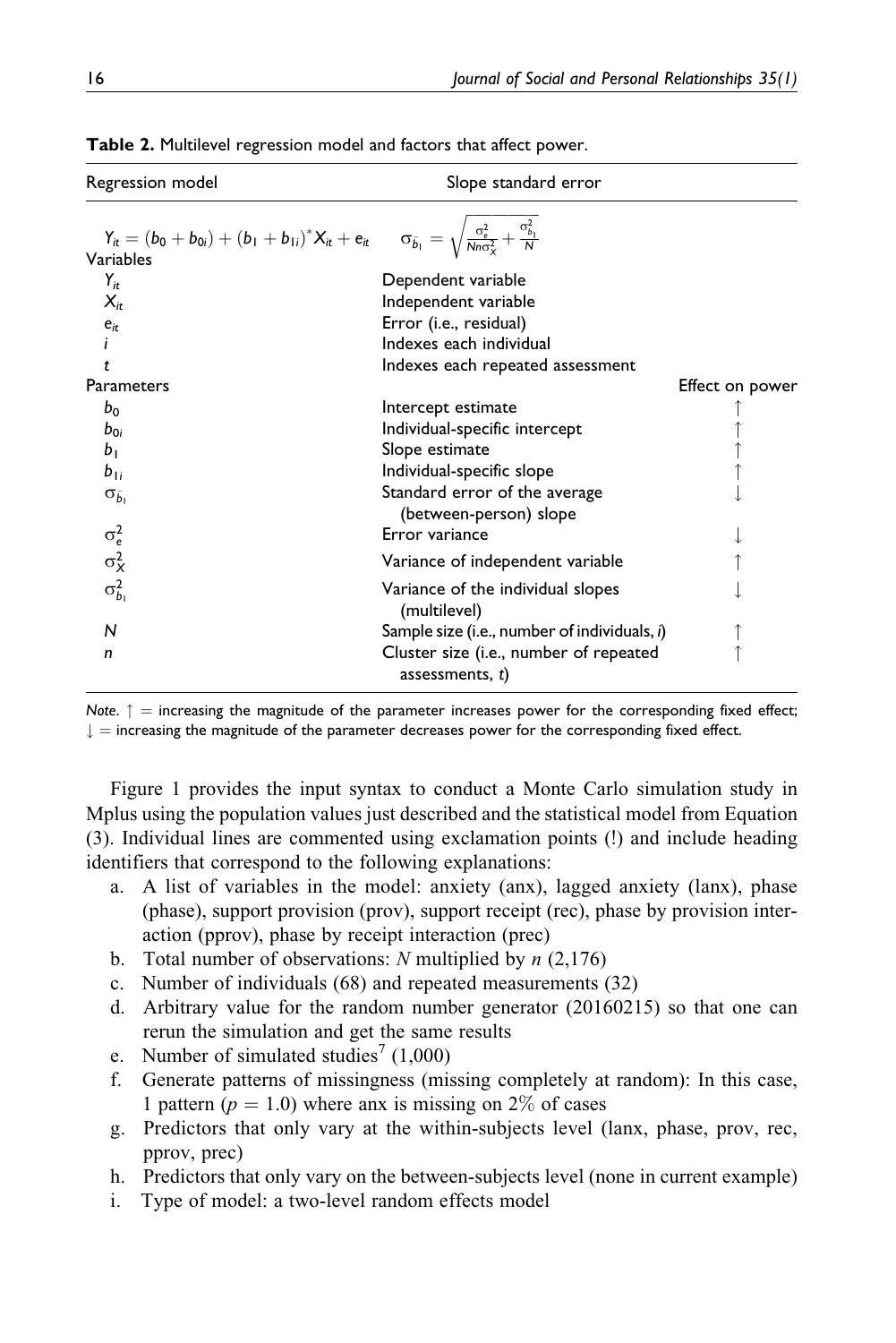**Table 2.** Multilevel regression model and factors that affect power.

| Regression model | Slope standard error | |
|---|---|---|
| $Y_{it} = (b_0 + b_{0i}) + (b_1 + b_{1i})^* X_{it} + e_{it}$ | $\sigma_{\bar{b}_1} = \sqrt{\frac{\sigma_e^2}{Nn\sigma_X^2} + \frac{\sigma_{b_1}^2}{N}}$ | |
| Variables | | |
| $Y_{it}$ | Dependent variable | |
| $X_{it}$ | Independent variable | |
| $e_{it}$ | Error (i.e., residual) | |
| $i$ | Indexes each individual | |
| $t$ | Indexes each repeated assessment | |
| Parameters | | Effect on power |
| $b_0$ | Intercept estimate | ↑ |
| $b_{0i}$ | Individual-specific intercept | ↑ |
| $b_1$ | Slope estimate | ↑ |
| $b_{1i}$ | Individual-specific slope | ↑ |
| $\sigma_{\bar{b}_1}$ | Standard error of the average (between-person) slope | ↓ |
| $\sigma_e^2$ | Error variance | ↓ |
| $\sigma_X^2$ | Variance of independent variable | ↑ |
| $\sigma_{b_1}^2$ | Variance of the individual slopes (multilevel) | ↓ |
| $N$ | Sample size (i.e., number of individuals, $i$) | ↑ |
| $n$ | Cluster size (i.e., number of repeated assessments, $t$) | ↑ |

*Note*. ↑ = increasing the magnitude of the parameter increases power for the corresponding fixed effect; ↓ = increasing the magnitude of the parameter decreases power for the corresponding fixed effect.

Figure 1 provides the input syntax to conduct a Monte Carlo simulation study in Mplus using the population values just described and the statistical model from Equation (3). Individual lines are commented using exclamation points (!) and include heading identifiers that correspond to the following explanations:

a. A list of variables in the model: anxiety (anx), lagged anxiety (lanx), phase (phase), support provision (prov), support receipt (rec), phase by provision interaction (pprov), phase by receipt interaction (prec)
b. Total number of observations: $N$ multiplied by $n$ (2,176)
c. Number of individuals (68) and repeated measurements (32)
d. Arbitrary value for the random number generator (20160215) so that one can rerun the simulation and get the same results
e. Number of simulated studies[7] (1,000)
f. Generate patterns of missingness (missing completely at random): In this case, 1 pattern ($p = 1.0$) where anx is missing on 2% of cases
g. Predictors that only vary at the within-subjects level (lanx, phase, prov, rec, pprov, prec)
h. Predictors that only vary on the between-subjects level (none in current example)
i. Type of model: a two-level random effects model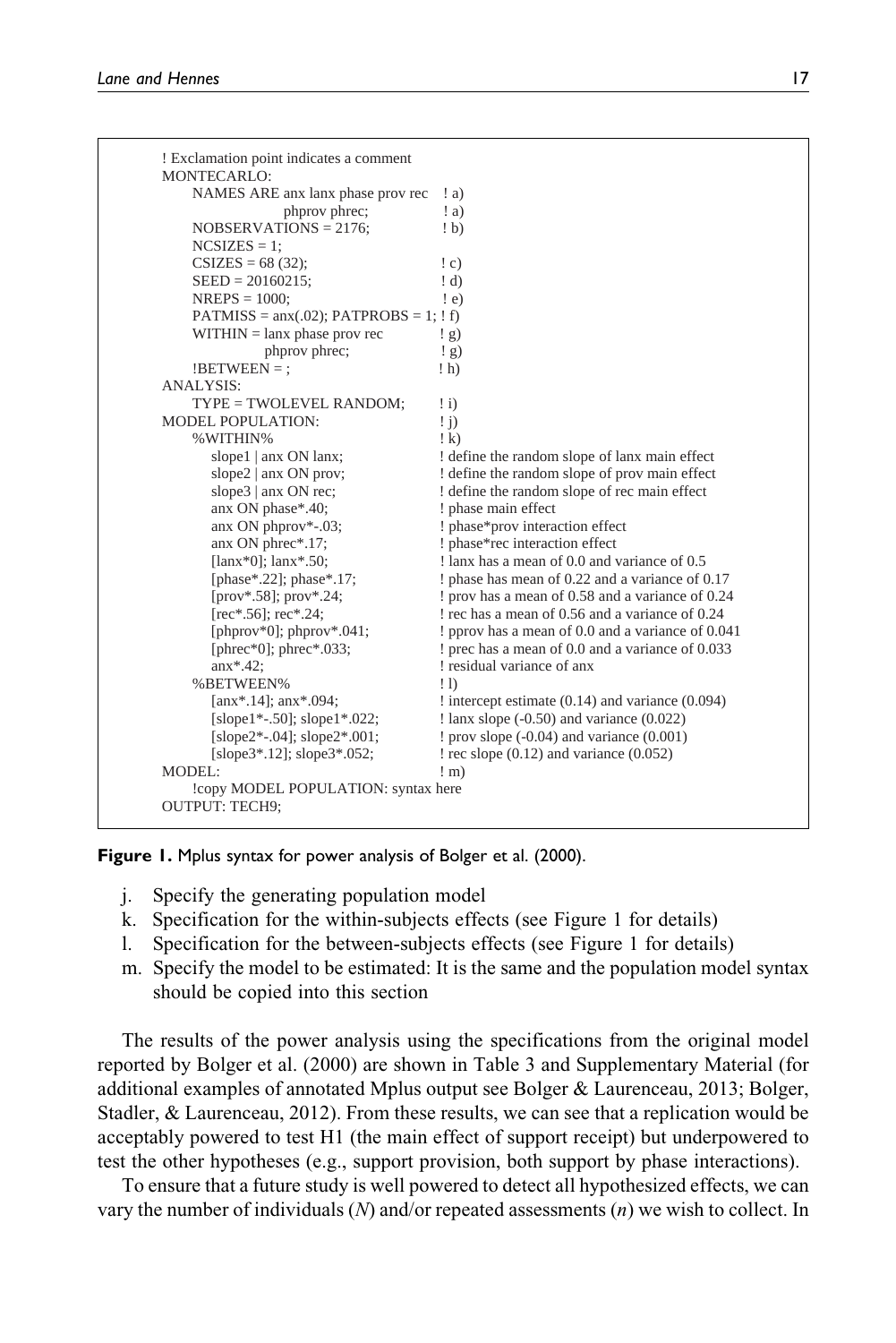```
! Exclamation point indicates a comment
MONTECARLO:
     NAMES ARE anx lanx phase prov rec    ! a)
               phprov phrec;              ! a)
     NOBSERVATIONS = 2176;                ! b)
     NCSIZES = 1;
     CSIZES = 68 (32);                    ! c)
     SEED = 20160215;                     ! d)
     NREPS = 1000;                        ! e)
     PATMISS = anx(.02); PATPROBS = 1; ! f)
     WITHIN = lanx phase prov rec         ! g)
              phprov phrec;               ! g)
     !BETWEEN = ;                         ! h)
ANALYSIS:
     TYPE = TWOLEVEL RANDOM;              ! i)
MODEL POPULATION:                         ! j)
     %WITHIN%                             ! k)
        slope1 | anx ON lanx;             ! define the random slope of lanx main effect
        slope2 | anx ON prov;             ! define the random slope of prov main effect
        slope3 | anx ON rec;              ! define the random slope of rec main effect
        anx ON phase*.40;                 ! phase main effect
        anx ON phprov*-.03;               ! phase*prov interaction effect
        anx ON phrec*.17;                 ! phase*rec interaction effect
        [lanx*0]; lanx*.50;               ! lanx has a mean of 0.0 and variance of 0.5
        [phase*.22]; phase*.17;           ! phase has mean of 0.22 and a variance of 0.17
        [prov*.58]; prov*.24;             ! prov has a mean of 0.58 and a variance of 0.24
        [rec*.56]; rec*.24;               ! rec has a mean of 0.56 and a variance of 0.24
        [phprov*0]; phprov*.041;          ! pprov has a mean of 0.0 and a variance of 0.041
        [phrec*0]; phrec*.033;            ! prec has a mean of 0.0 and a variance of 0.033
        anx*.42;                          ! residual variance of anx
     %BETWEEN%                            ! l)
        [anx*.14]; anx*.094;              ! intercept estimate (0.14) and variance (0.094)
        [slope1*-.50]; slope1*.022;       ! lanx slope (-0.50) and variance (0.022)
        [slope2*-.04]; slope2*.001;       ! prov slope (-0.04) and variance (0.001)
        [slope3*.12]; slope3*.052;        ! rec slope (0.12) and variance (0.052)
MODEL:                                    ! m)
     !copy MODEL POPULATION: syntax here
OUTPUT: TECH9;
```

**Figure 1.** Mplus syntax for power analysis of Bolger et al. (2000).

j. Specify the generating population model
k. Specification for the within-subjects effects (see Figure 1 for details)
l. Specification for the between-subjects effects (see Figure 1 for details)
m. Specify the model to be estimated: It is the same and the population model syntax should be copied into this section

The results of the power analysis using the specifications from the original model reported by Bolger et al. (2000) are shown in Table 3 and Supplementary Material (for additional examples of annotated Mplus output see Bolger & Laurenceau, 2013; Bolger, Stadler, & Laurenceau, 2012). From these results, we can see that a replication would be acceptably powered to test H1 (the main effect of support receipt) but underpowered to test the other hypotheses (e.g., support provision, both support by phase interactions).

To ensure that a future study is well powered to detect all hypothesized effects, we can vary the number of individuals ($N$) and/or repeated assessments ($n$) we wish to collect. In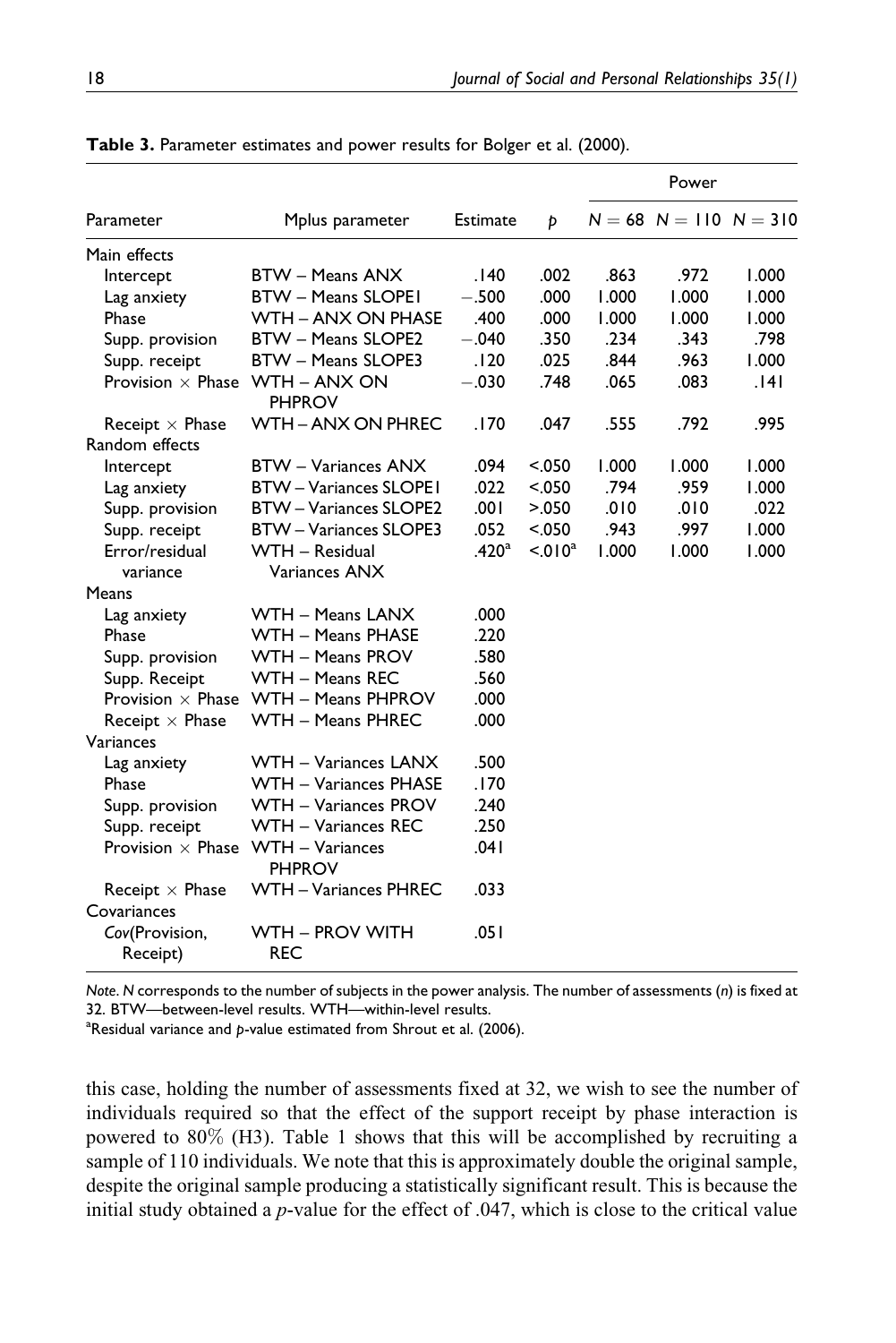**Table 3.** Parameter estimates and power results for Bolger et al. (2000).

| Parameter | Mplus parameter | Estimate | $p$ | Power | | |
|---|---|---|---|---|---|---|
| | | | | $N = 68$ | $N = 110$ | $N = 310$ |
| Main effects | | | | | | |
| Intercept | BTW – Means ANX | .140 | .002 | .863 | .972 | 1.000 |
| Lag anxiety | BTW – Means SLOPE1 | −.500 | .000 | 1.000 | 1.000 | 1.000 |
| Phase | WTH – ANX ON PHASE | .400 | .000 | 1.000 | 1.000 | 1.000 |
| Supp. provision | BTW – Means SLOPE2 | −.040 | .350 | .234 | .343 | .798 |
| Supp. receipt | BTW – Means SLOPE3 | .120 | .025 | .844 | .963 | 1.000 |
| Provision × Phase | WTH – ANX ON PHPROV | −.030 | .748 | .065 | .083 | .141 |
| Receipt × Phase | WTH – ANX ON PHREC | .170 | .047 | .555 | .792 | .995 |
| Random effects | | | | | | |
| Intercept | BTW – Variances ANX | .094 | <.050 | 1.000 | 1.000 | 1.000 |
| Lag anxiety | BTW – Variances SLOPE1 | .022 | <.050 | .794 | .959 | 1.000 |
| Supp. provision | BTW – Variances SLOPE2 | .001 | >.050 | .010 | .010 | .022 |
| Supp. receipt | BTW – Variances SLOPE3 | .052 | <.050 | .943 | .997 | 1.000 |
| Error/residual variance | WTH – Residual Variances ANX | .420[a] | <.010[a] | 1.000 | 1.000 | 1.000 |
| Means | | | | | | |
| Lag anxiety | WTH – Means LANX | .000 | | | | |
| Phase | WTH – Means PHASE | .220 | | | | |
| Supp. provision | WTH – Means PROV | .580 | | | | |
| Supp. Receipt | WTH – Means REC | .560 | | | | |
| Provision × Phase | WTH – Means PHPROV | .000 | | | | |
| Receipt × Phase | WTH – Means PHREC | .000 | | | | |
| Variances | | | | | | |
| Lag anxiety | WTH – Variances LANX | .500 | | | | |
| Phase | WTH – Variances PHASE | .170 | | | | |
| Supp. provision | WTH – Variances PROV | .240 | | | | |
| Supp. receipt | WTH – Variances REC | .250 | | | | |
| Provision × Phase | WTH – Variances PHPROV | .041 | | | | |
| Receipt × Phase | WTH – Variances PHREC | .033 | | | | |
| Covariances | | | | | | |
| *Cov*(Provision, Receipt) | WTH – PROV WITH REC | .051 | | | | |

*Note*. $N$ corresponds to the number of subjects in the power analysis. The number of assessments ($n$) is fixed at 32. BTW—between-level results. WTH—within-level results.
[a]Residual variance and $p$-value estimated from Shrout et al. (2006).

this case, holding the number of assessments fixed at 32, we wish to see the number of individuals required so that the effect of the support receipt by phase interaction is powered to 80% (H3). Table 1 shows that this will be accomplished by recruiting a sample of 110 individuals. We note that this is approximately double the original sample, despite the original sample producing a statistically significant result. This is because the initial study obtained a $p$-value for the effect of .047, which is close to the critical value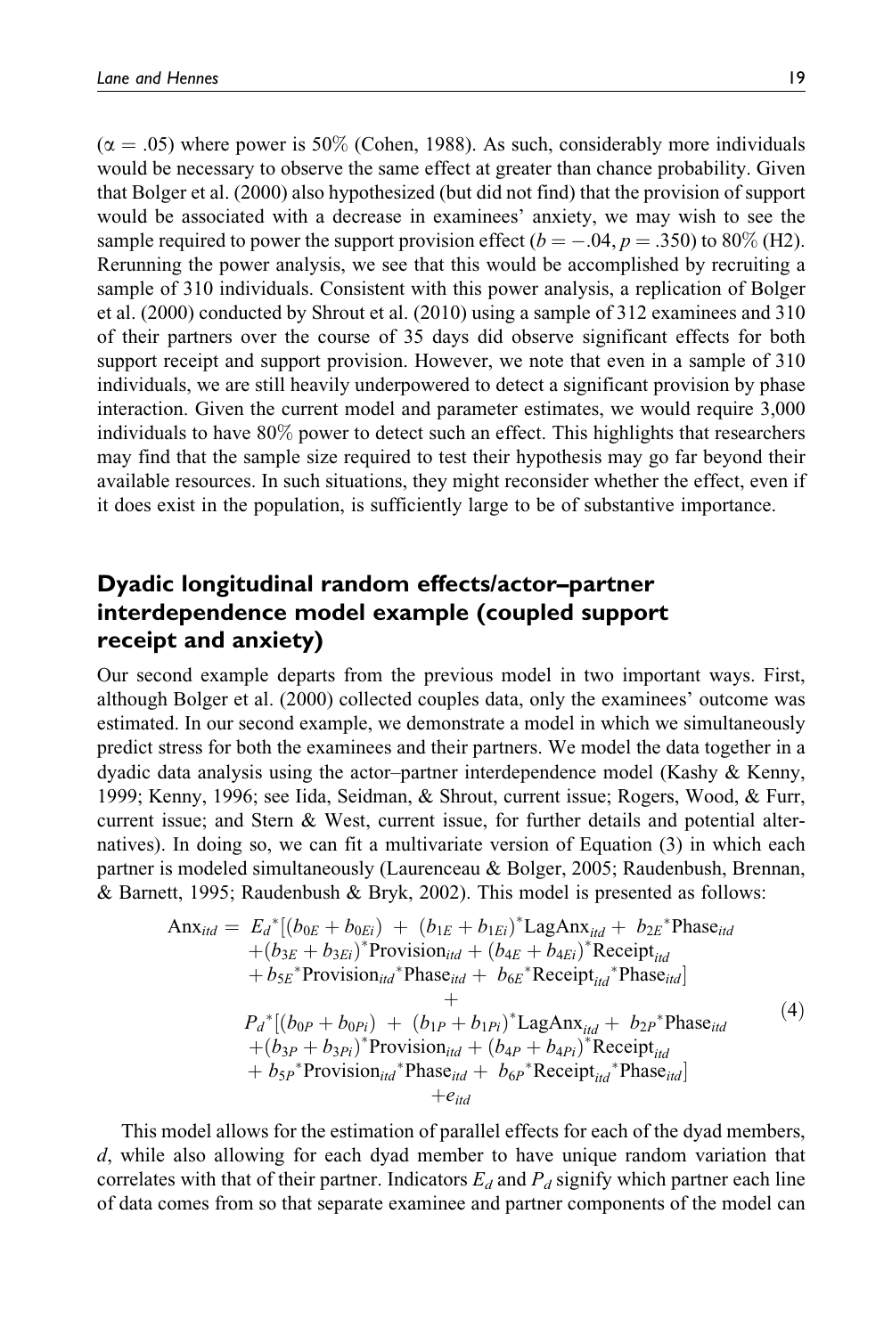($\alpha = .05$) where power is 50% (Cohen, 1988). As such, considerably more individuals would be necessary to observe the same effect at greater than chance probability. Given that Bolger et al. (2000) also hypothesized (but did not find) that the provision of support would be associated with a decrease in examinees' anxiety, we may wish to see the sample required to power the support provision effect ($b = -.04$, $p = .350$) to 80% (H2). Rerunning the power analysis, we see that this would be accomplished by recruiting a sample of 310 individuals. Consistent with this power analysis, a replication of Bolger et al. (2000) conducted by Shrout et al. (2010) using a sample of 312 examinees and 310 of their partners over the course of 35 days did observe significant effects for both support receipt and support provision. However, we note that even in a sample of 310 individuals, we are still heavily underpowered to detect a significant provision by phase interaction. Given the current model and parameter estimates, we would require 3,000 individuals to have 80% power to detect such an effect. This highlights that researchers may find that the sample size required to test their hypothesis may go far beyond their available resources. In such situations, they might reconsider whether the effect, even if it does exist in the population, is sufficiently large to be of substantive importance.

## Dyadic longitudinal random effects/actor–partner interdependence model example (coupled support receipt and anxiety)

Our second example departs from the previous model in two important ways. First, although Bolger et al. (2000) collected couples data, only the examinees' outcome was estimated. In our second example, we demonstrate a model in which we simultaneously predict stress for both the examinees and their partners. We model the data together in a dyadic data analysis using the actor–partner interdependence model (Kashy & Kenny, 1999; Kenny, 1996; see Iida, Seidman, & Shrout, current issue; Rogers, Wood, & Furr, current issue; and Stern & West, current issue, for further details and potential alternatives). In doing so, we can fit a multivariate version of Equation (3) in which each partner is modeled simultaneously (Laurenceau & Bolger, 2005; Raudenbush, Brennan, & Barnett, 1995; Raudenbush & Bryk, 2002). This model is presented as follows:

$$
\begin{aligned}
\text{Anx}_{itd} = \; & E_d{}^*[(b_{0E} + b_{0Ei}) \; + \; (b_{1E} + b_{1Ei})^*\text{LagAnx}_{itd} + \; b_{2E}{}^*\text{Phase}_{itd} \\
& +(b_{3E} + b_{3Ei})^*\text{Provision}_{itd} + (b_{4E} + b_{4Ei})^*\text{Receipt}_{itd} \\
& + b_{5E}{}^*\text{Provision}_{itd}{}^*\text{Phase}_{itd} + \; b_{6E}{}^*\text{Receipt}_{itd}{}^*\text{Phase}_{itd}] \\
& + \\
& P_d{}^*[(b_{0P} + b_{0Pi}) \; + \; (b_{1P} + b_{1Pi})^*\text{LagAnx}_{itd} + \; b_{2P}{}^*\text{Phase}_{itd} \\
& +(b_{3P} + b_{3Pi})^*\text{Provision}_{itd} + (b_{4P} + b_{4Pi})^*\text{Receipt}_{itd} \\
& + b_{5P}{}^*\text{Provision}_{itd}{}^*\text{Phase}_{itd} + \; b_{6P}{}^*\text{Receipt}_{itd}{}^*\text{Phase}_{itd}] \\
& + e_{itd}
\end{aligned}
\tag{4}
$$

This model allows for the estimation of parallel effects for each of the dyad members, $d$, while also allowing for each dyad member to have unique random variation that correlates with that of their partner. Indicators $E_d$ and $P_d$ signify which partner each line of data comes from so that separate examinee and partner components of the model can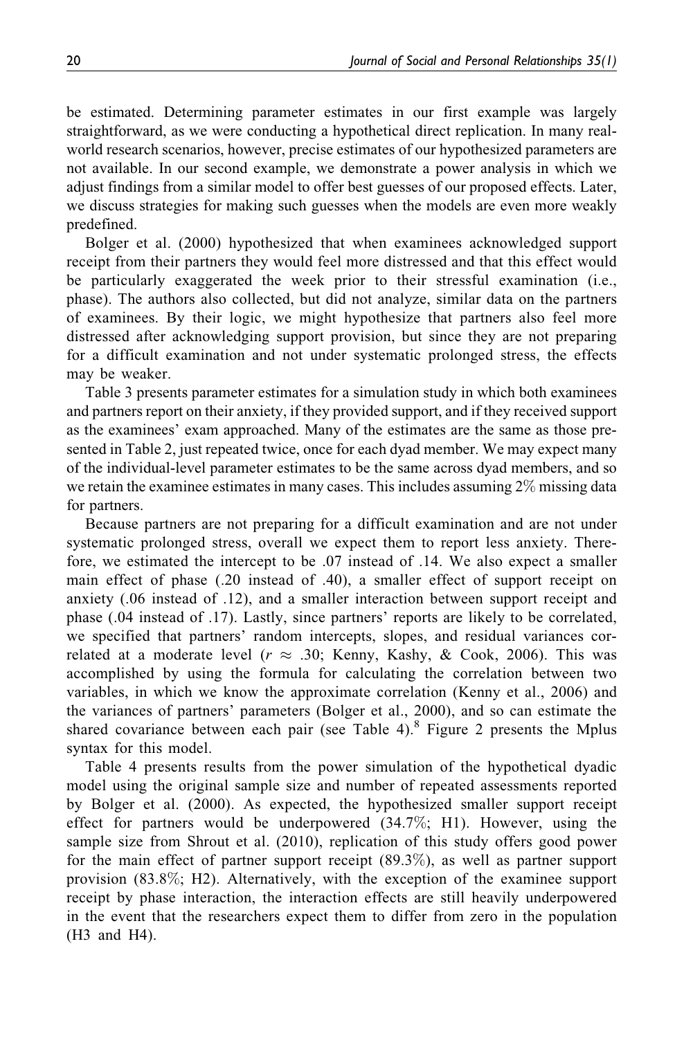be estimated. Determining parameter estimates in our first example was largely straightforward, as we were conducting a hypothetical direct replication. In many real-world research scenarios, however, precise estimates of our hypothesized parameters are not available. In our second example, we demonstrate a power analysis in which we adjust findings from a similar model to offer best guesses of our proposed effects. Later, we discuss strategies for making such guesses when the models are even more weakly predefined.

Bolger et al. (2000) hypothesized that when examinees acknowledged support receipt from their partners they would feel more distressed and that this effect would be particularly exaggerated the week prior to their stressful examination (i.e., phase). The authors also collected, but did not analyze, similar data on the partners of examinees. By their logic, we might hypothesize that partners also feel more distressed after acknowledging support provision, but since they are not preparing for a difficult examination and not under systematic prolonged stress, the effects may be weaker.

Table 3 presents parameter estimates for a simulation study in which both examinees and partners report on their anxiety, if they provided support, and if they received support as the examinees' exam approached. Many of the estimates are the same as those presented in Table 2, just repeated twice, once for each dyad member. We may expect many of the individual-level parameter estimates to be the same across dyad members, and so we retain the examinee estimates in many cases. This includes assuming 2% missing data for partners.

Because partners are not preparing for a difficult examination and are not under systematic prolonged stress, overall we expect them to report less anxiety. Therefore, we estimated the intercept to be .07 instead of .14. We also expect a smaller main effect of phase (.20 instead of .40), a smaller effect of support receipt on anxiety (.06 instead of .12), and a smaller interaction between support receipt and phase (.04 instead of .17). Lastly, since partners' reports are likely to be correlated, we specified that partners' random intercepts, slopes, and residual variances correlated at a moderate level ($r \approx .30$; Kenny, Kashy, & Cook, 2006). This was accomplished by using the formula for calculating the correlation between two variables, in which we know the approximate correlation (Kenny et al., 2006) and the variances of partners' parameters (Bolger et al., 2000), and so can estimate the shared covariance between each pair (see Table 4).[8] Figure 2 presents the Mplus syntax for this model.

Table 4 presents results from the power simulation of the hypothetical dyadic model using the original sample size and number of repeated assessments reported by Bolger et al. (2000). As expected, the hypothesized smaller support receipt effect for partners would be underpowered (34.7%; H1). However, using the sample size from Shrout et al. (2010), replication of this study offers good power for the main effect of partner support receipt (89.3%), as well as partner support provision (83.8%; H2). Alternatively, with the exception of the examinee support receipt by phase interaction, the interaction effects are still heavily underpowered in the event that the researchers expect them to differ from zero in the population (H3 and H4).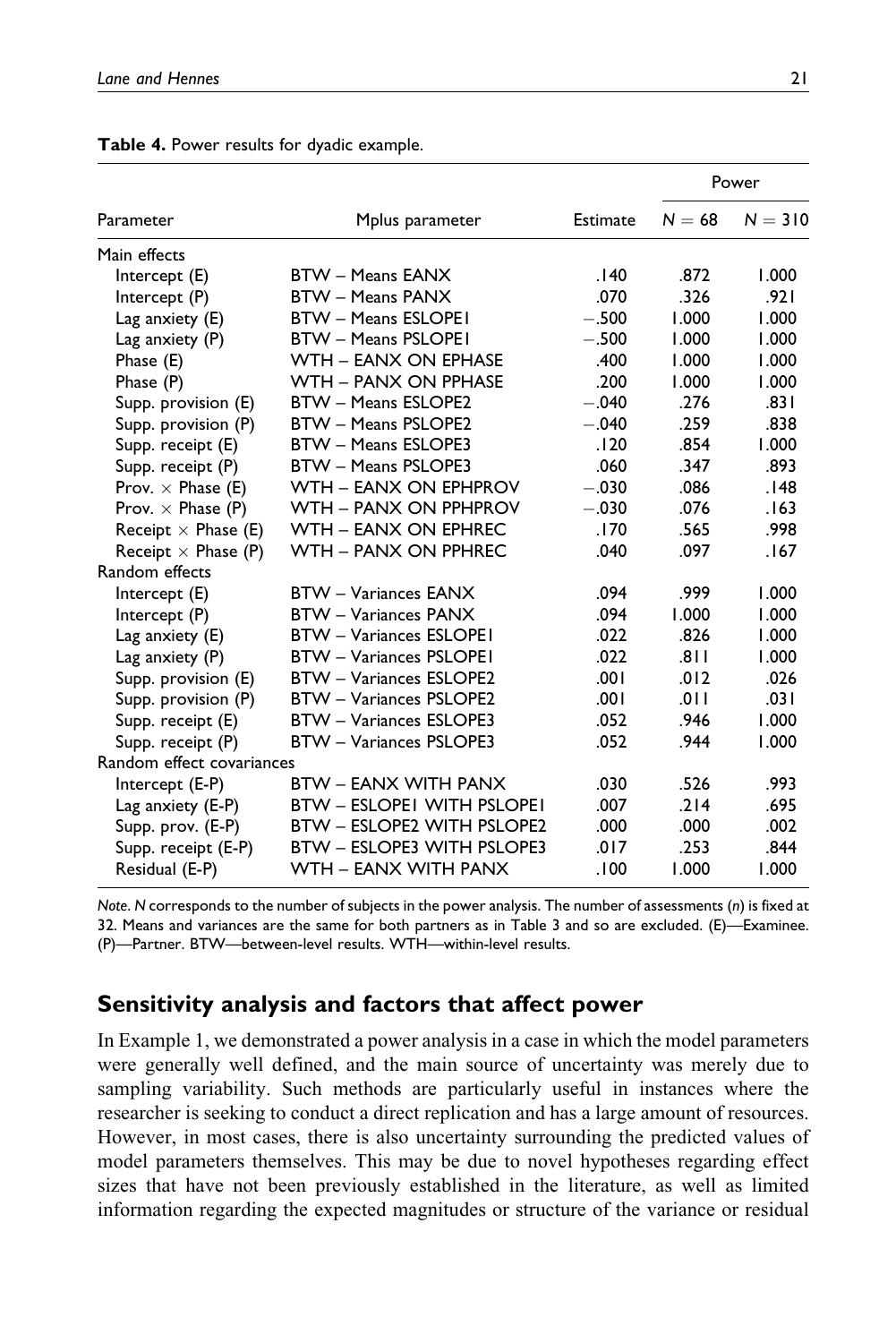**Table 4.** Power results for dyadic example.

| Parameter | Mplus parameter | Estimate | Power | |
|---|---|---|---|---|
| | | | $N = 68$ | $N = 310$ |
| Main effects | | | | |
| Intercept (E) | BTW – Means EANX | .140 | .872 | 1.000 |
| Intercept (P) | BTW – Means PANX | .070 | .326 | .921 |
| Lag anxiety (E) | BTW – Means ESLOPE1 | −.500 | 1.000 | 1.000 |
| Lag anxiety (P) | BTW – Means PSLOPE1 | −.500 | 1.000 | 1.000 |
| Phase (E) | WTH – EANX ON EPHASE | .400 | 1.000 | 1.000 |
| Phase (P) | WTH – PANX ON PPHASE | .200 | 1.000 | 1.000 |
| Supp. provision (E) | BTW – Means ESLOPE2 | −.040 | .276 | .831 |
| Supp. provision (P) | BTW – Means PSLOPE2 | −.040 | .259 | .838 |
| Supp. receipt (E) | BTW – Means ESLOPE3 | .120 | .854 | 1.000 |
| Supp. receipt (P) | BTW – Means PSLOPE3 | .060 | .347 | .893 |
| Prov. × Phase (E) | WTH – EANX ON EPHPROV | −.030 | .086 | .148 |
| Prov. × Phase (P) | WTH – PANX ON PPHPROV | −.030 | .076 | .163 |
| Receipt × Phase (E) | WTH – EANX ON EPHREC | .170 | .565 | .998 |
| Receipt × Phase (P) | WTH – PANX ON PPHREC | .040 | .097 | .167 |
| Random effects | | | | |
| Intercept (E) | BTW – Variances EANX | .094 | .999 | 1.000 |
| Intercept (P) | BTW – Variances PANX | .094 | 1.000 | 1.000 |
| Lag anxiety (E) | BTW – Variances ESLOPE1 | .022 | .826 | 1.000 |
| Lag anxiety (P) | BTW – Variances PSLOPE1 | .022 | .811 | 1.000 |
| Supp. provision (E) | BTW – Variances ESLOPE2 | .001 | .012 | .026 |
| Supp. provision (P) | BTW – Variances PSLOPE2 | .001 | .011 | .031 |
| Supp. receipt (E) | BTW – Variances ESLOPE3 | .052 | .946 | 1.000 |
| Supp. receipt (P) | BTW – Variances PSLOPE3 | .052 | .944 | 1.000 |
| Random effect covariances | | | | |
| Intercept (E-P) | BTW – EANX WITH PANX | .030 | .526 | .993 |
| Lag anxiety (E-P) | BTW – ESLOPE1 WITH PSLOPE1 | .007 | .214 | .695 |
| Supp. prov. (E-P) | BTW – ESLOPE2 WITH PSLOPE2 | .000 | .000 | .002 |
| Supp. receipt (E-P) | BTW – ESLOPE3 WITH PSLOPE3 | .017 | .253 | .844 |
| Residual (E-P) | WTH – EANX WITH PANX | .100 | 1.000 | 1.000 |

*Note. N* corresponds to the number of subjects in the power analysis. The number of assessments (*n*) is fixed at 32. Means and variances are the same for both partners as in Table 3 and so are excluded. (E)—Examinee. (P)—Partner. BTW—between-level results. WTH—within-level results.

## Sensitivity analysis and factors that affect power

In Example 1, we demonstrated a power analysis in a case in which the model parameters were generally well defined, and the main source of uncertainty was merely due to sampling variability. Such methods are particularly useful in instances where the researcher is seeking to conduct a direct replication and has a large amount of resources. However, in most cases, there is also uncertainty surrounding the predicted values of model parameters themselves. This may be due to novel hypotheses regarding effect sizes that have not been previously established in the literature, as well as limited information regarding the expected magnitudes or structure of the variance or residual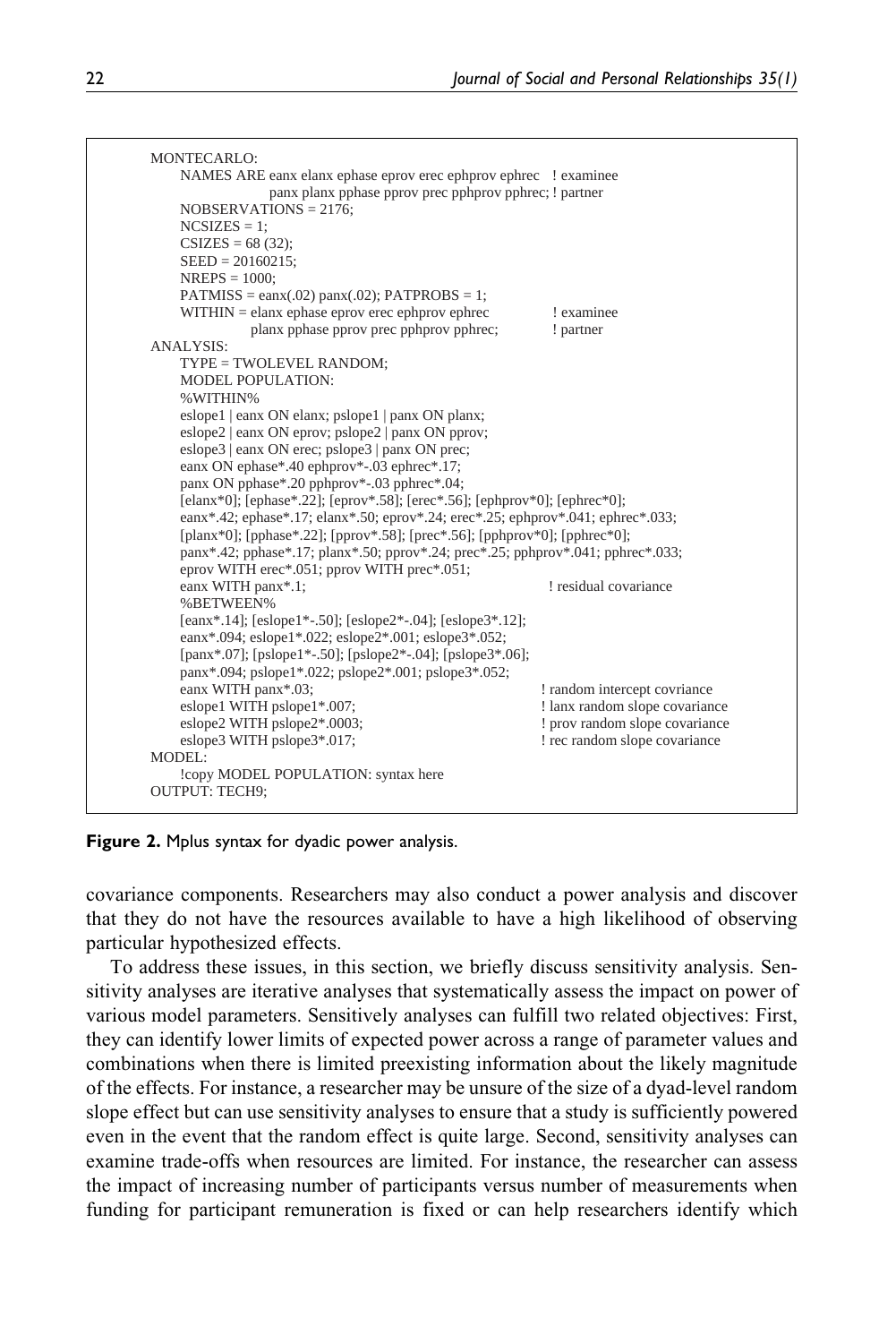```
MONTECARLO:
    NAMES ARE eanx elanx ephase eprov erec ephprov ephrec   ! examinee
              panx planx pphase pprov prec pphprov pphrec; ! partner
    NOBSERVATIONS = 2176;
    NCSIZES = 1;
    CSIZES = 68 (32);
    SEED = 20160215;
    NREPS = 1000;
    PATMISS = eanx(.02) panx(.02); PATPROBS = 1;
    WITHIN = elanx ephase eprov erec ephprov ephrec          ! examinee
             planx pphase pprov prec pphprov pphrec;          ! partner
ANALYSIS:
    TYPE = TWOLEVEL RANDOM;
    MODEL POPULATION:
    %WITHIN%
    eslope1 | eanx ON elanx; pslope1 | panx ON planx;
    eslope2 | eanx ON eprov; pslope2 | panx ON pprov;
    eslope3 | eanx ON erec; pslope3 | panx ON prec;
    eanx ON ephase*.40 ephprov*-.03 ephrec*.17;
    panx ON pphase*.20 pphprov*-.03 pphrec*.04;
    [elanx*0]; [ephase*.22]; [eprov*.58]; [erec*.56]; [ephprov*0]; [ephrec*0];
    eanx*.42; ephase*.17; elanx*.50; eprov*.24; erec*.25; ephprov*.041; ephrec*.033;
    [planx*0]; [pphase*.22]; [pprov*.58]; [prec*.56]; [pphprov*0]; [pphrec*0];
    panx*.42; pphase*.17; planx*.50; pprov*.24; prec*.25; pphprov*.041; pphrec*.033;
    eprov WITH erec*.051; pprov WITH prec*.051;
    eanx WITH panx*.1;                                        ! residual covariance
    %BETWEEN%
    [eanx*.14]; [eslope1*-.50]; [eslope2*-.04]; [eslope3*.12];
    eanx*.094; eslope1*.022; eslope2*.001; eslope3*.052;
    [panx*.07]; [pslope1*-.50]; [pslope2*-.04]; [pslope3*.06];
    panx*.094; pslope1*.022; pslope2*.001; pslope3*.052;
    eanx WITH panx*.03;                                       ! random intercept covriance
    eslope1 WITH pslope1*.007;                                ! lanx random slope covariance
    eslope2 WITH pslope2*.0003;                               ! prov random slope covariance
    eslope3 WITH pslope3*.017;                                ! rec random slope covariance
MODEL:
    !copy MODEL POPULATION: syntax here
OUTPUT: TECH9;
```

**Figure 2.** Mplus syntax for dyadic power analysis.

covariance components. Researchers may also conduct a power analysis and discover that they do not have the resources available to have a high likelihood of observing particular hypothesized effects.

To address these issues, in this section, we briefly discuss sensitivity analysis. Sensitivity analyses are iterative analyses that systematically assess the impact on power of various model parameters. Sensitively analyses can fulfill two related objectives: First, they can identify lower limits of expected power across a range of parameter values and combinations when there is limited preexisting information about the likely magnitude of the effects. For instance, a researcher may be unsure of the size of a dyad-level random slope effect but can use sensitivity analyses to ensure that a study is sufficiently powered even in the event that the random effect is quite large. Second, sensitivity analyses can examine trade-offs when resources are limited. For instance, the researcher can assess the impact of increasing number of participants versus number of measurements when funding for participant remuneration is fixed or can help researchers identify which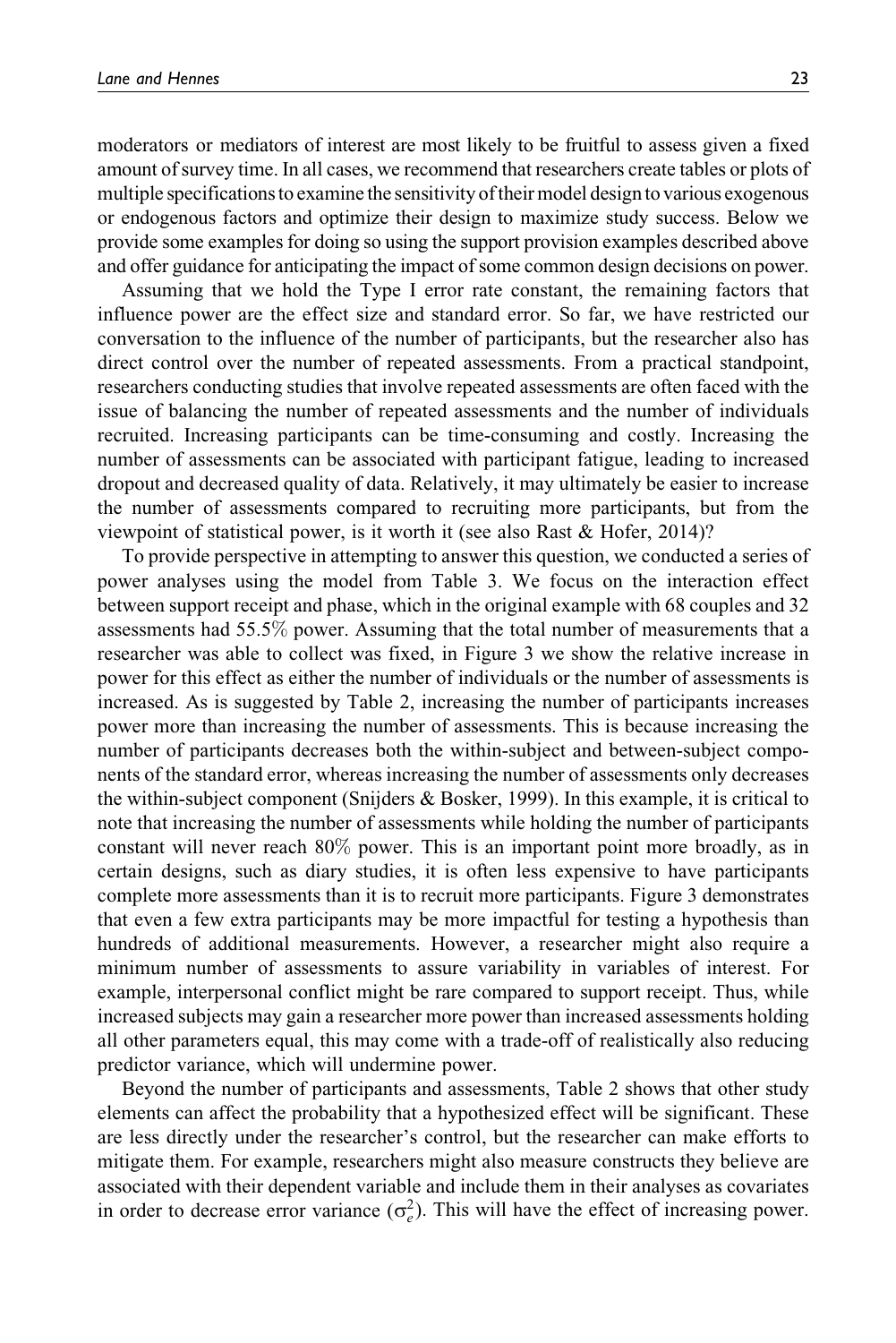moderators or mediators of interest are most likely to be fruitful to assess given a fixed amount of survey time. In all cases, we recommend that researchers create tables or plots of multiple specifications to examine the sensitivity of their model design to various exogenous or endogenous factors and optimize their design to maximize study success. Below we provide some examples for doing so using the support provision examples described above and offer guidance for anticipating the impact of some common design decisions on power.

Assuming that we hold the Type I error rate constant, the remaining factors that influence power are the effect size and standard error. So far, we have restricted our conversation to the influence of the number of participants, but the researcher also has direct control over the number of repeated assessments. From a practical standpoint, researchers conducting studies that involve repeated assessments are often faced with the issue of balancing the number of repeated assessments and the number of individuals recruited. Increasing participants can be time-consuming and costly. Increasing the number of assessments can be associated with participant fatigue, leading to increased dropout and decreased quality of data. Relatively, it may ultimately be easier to increase the number of assessments compared to recruiting more participants, but from the viewpoint of statistical power, is it worth it (see also Rast & Hofer, 2014)?

To provide perspective in attempting to answer this question, we conducted a series of power analyses using the model from Table 3. We focus on the interaction effect between support receipt and phase, which in the original example with 68 couples and 32 assessments had 55.5% power. Assuming that the total number of measurements that a researcher was able to collect was fixed, in Figure 3 we show the relative increase in power for this effect as either the number of individuals or the number of assessments is increased. As is suggested by Table 2, increasing the number of participants increases power more than increasing the number of assessments. This is because increasing the number of participants decreases both the within-subject and between-subject components of the standard error, whereas increasing the number of assessments only decreases the within-subject component (Snijders & Bosker, 1999). In this example, it is critical to note that increasing the number of assessments while holding the number of participants constant will never reach 80% power. This is an important point more broadly, as in certain designs, such as diary studies, it is often less expensive to have participants complete more assessments than it is to recruit more participants. Figure 3 demonstrates that even a few extra participants may be more impactful for testing a hypothesis than hundreds of additional measurements. However, a researcher might also require a minimum number of assessments to assure variability in variables of interest. For example, interpersonal conflict might be rare compared to support receipt. Thus, while increased subjects may gain a researcher more power than increased assessments holding all other parameters equal, this may come with a trade-off of realistically also reducing predictor variance, which will undermine power.

Beyond the number of participants and assessments, Table 2 shows that other study elements can affect the probability that a hypothesized effect will be significant. These are less directly under the researcher's control, but the researcher can make efforts to mitigate them. For example, researchers might also measure constructs they believe are associated with their dependent variable and include them in their analyses as covariates in order to decrease error variance ($\sigma_e^2$). This will have the effect of increasing power.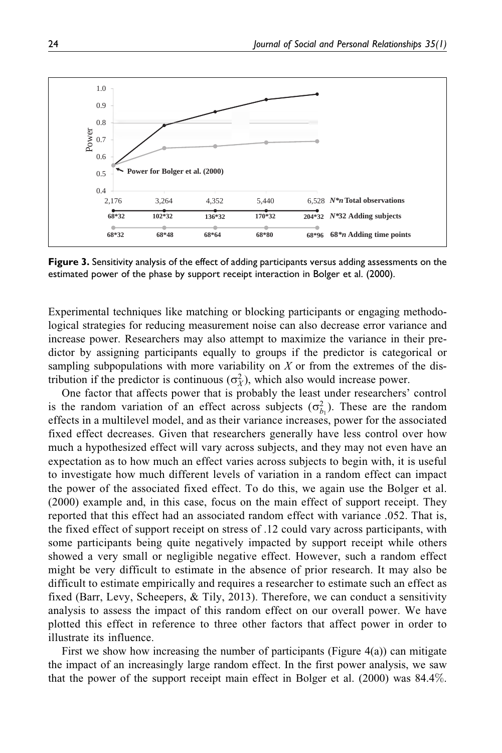**Figure 3.** Sensitivity analysis of the effect of adding participants versus adding assessments on the estimated power of the phase by support receipt interaction in Bolger et al. (2000).

Experimental techniques like matching or blocking participants or engaging methodological strategies for reducing measurement noise can also decrease error variance and increase power. Researchers may also attempt to maximize the variance in their predictor by assigning participants equally to groups if the predictor is categorical or sampling subpopulations with more variability on $X$ or from the extremes of the distribution if the predictor is continuous ($\sigma_X^2$), which also would increase power.

One factor that affects power that is probably the least under researchers' control is the random variation of an effect across subjects ($\sigma_{b_1}^2$). These are the random effects in a multilevel model, and as their variance increases, power for the associated fixed effect decreases. Given that researchers generally have less control over how much a hypothesized effect will vary across subjects, and they may not even have an expectation as to how much an effect varies across subjects to begin with, it is useful to investigate how much different levels of variation in a random effect can impact the power of the associated fixed effect. To do this, we again use the Bolger et al. (2000) example and, in this case, focus on the main effect of support receipt. They reported that this effect had an associated random effect with variance .052. That is, the fixed effect of support receipt on stress of .12 could vary across participants, with some participants being quite negatively impacted by support receipt while others showed a very small or negligible negative effect. However, such a random effect might be very difficult to estimate in the absence of prior research. It may also be difficult to estimate empirically and requires a researcher to estimate such an effect as fixed (Barr, Levy, Scheepers, & Tily, 2013). Therefore, we can conduct a sensitivity analysis to assess the impact of this random effect on our overall power. We have plotted this effect in reference to three other factors that affect power in order to illustrate its influence.

First we show how increasing the number of participants (Figure 4(a)) can mitigate the impact of an increasingly large random effect. In the first power analysis, we saw that the power of the support receipt main effect in Bolger et al. (2000) was 84.4%.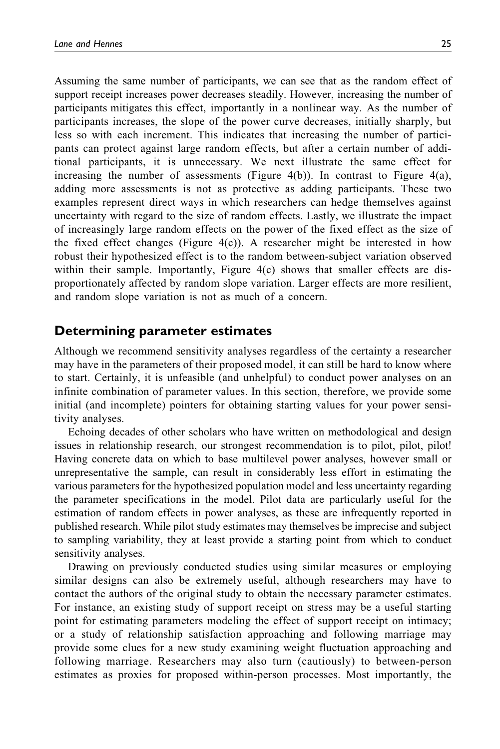Assuming the same number of participants, we can see that as the random effect of support receipt increases power decreases steadily. However, increasing the number of participants mitigates this effect, importantly in a nonlinear way. As the number of participants increases, the slope of the power curve decreases, initially sharply, but less so with each increment. This indicates that increasing the number of participants can protect against large random effects, but after a certain number of additional participants, it is unnecessary. We next illustrate the same effect for increasing the number of assessments (Figure 4(b)). In contrast to Figure 4(a), adding more assessments is not as protective as adding participants. These two examples represent direct ways in which researchers can hedge themselves against uncertainty with regard to the size of random effects. Lastly, we illustrate the impact of increasingly large random effects on the power of the fixed effect as the size of the fixed effect changes (Figure 4(c)). A researcher might be interested in how robust their hypothesized effect is to the random between-subject variation observed within their sample. Importantly, Figure 4(c) shows that smaller effects are disproportionately affected by random slope variation. Larger effects are more resilient, and random slope variation is not as much of a concern.

## Determining parameter estimates

Although we recommend sensitivity analyses regardless of the certainty a researcher may have in the parameters of their proposed model, it can still be hard to know where to start. Certainly, it is unfeasible (and unhelpful) to conduct power analyses on an infinite combination of parameter values. In this section, therefore, we provide some initial (and incomplete) pointers for obtaining starting values for your power sensitivity analyses.

Echoing decades of other scholars who have written on methodological and design issues in relationship research, our strongest recommendation is to pilot, pilot, pilot! Having concrete data on which to base multilevel power analyses, however small or unrepresentative the sample, can result in considerably less effort in estimating the various parameters for the hypothesized population model and less uncertainty regarding the parameter specifications in the model. Pilot data are particularly useful for the estimation of random effects in power analyses, as these are infrequently reported in published research. While pilot study estimates may themselves be imprecise and subject to sampling variability, they at least provide a starting point from which to conduct sensitivity analyses.

Drawing on previously conducted studies using similar measures or employing similar designs can also be extremely useful, although researchers may have to contact the authors of the original study to obtain the necessary parameter estimates. For instance, an existing study of support receipt on stress may be a useful starting point for estimating parameters modeling the effect of support receipt on intimacy; or a study of relationship satisfaction approaching and following marriage may provide some clues for a new study examining weight fluctuation approaching and following marriage. Researchers may also turn (cautiously) to between-person estimates as proxies for proposed within-person processes. Most importantly, the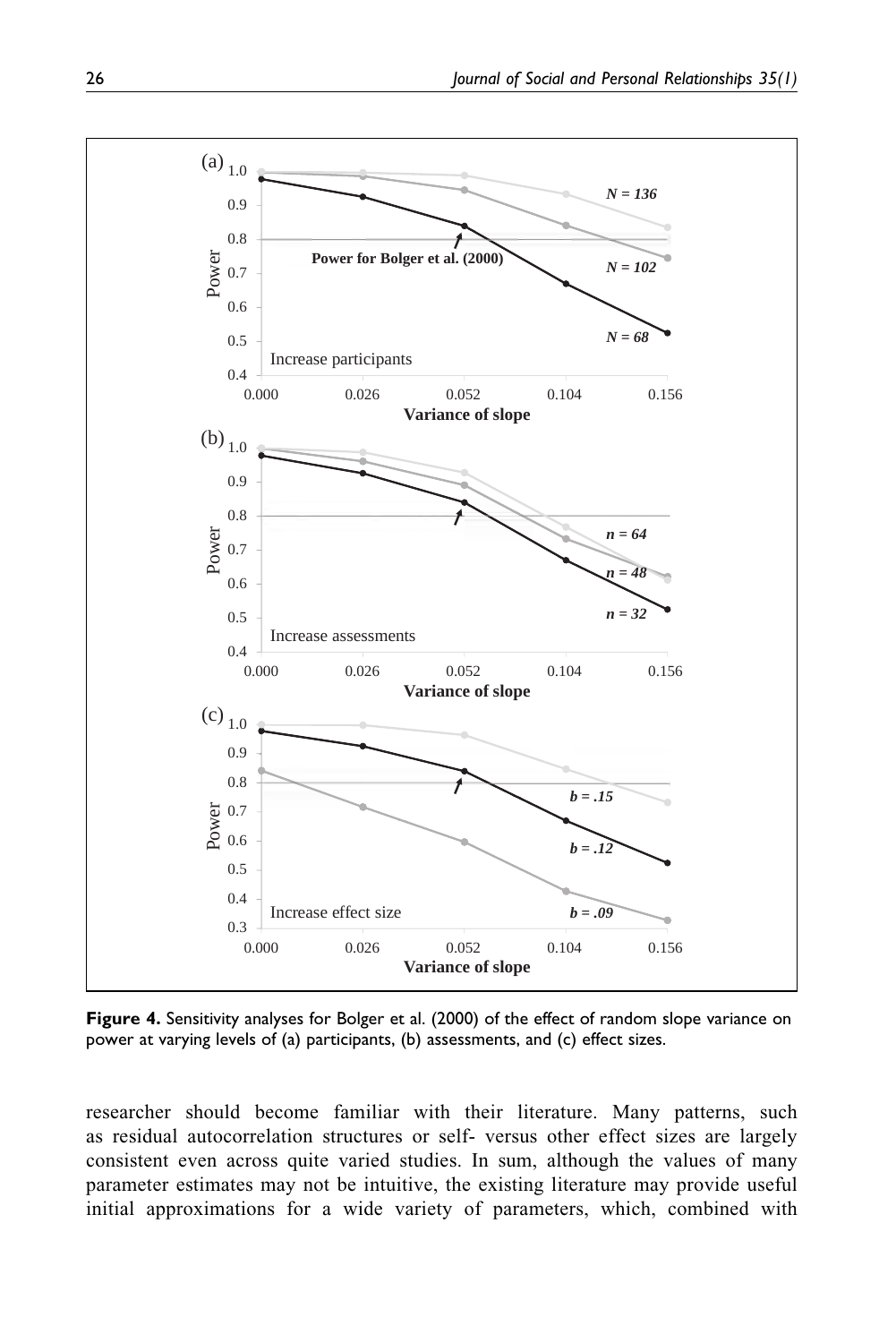**Figure 4.** Sensitivity analyses for Bolger et al. (2000) of the effect of random slope variance on power at varying levels of (a) participants, (b) assessments, and (c) effect sizes.

researcher should become familiar with their literature. Many patterns, such as residual autocorrelation structures or self- versus other effect sizes are largely consistent even across quite varied studies. In sum, although the values of many parameter estimates may not be intuitive, the existing literature may provide useful initial approximations for a wide variety of parameters, which, combined with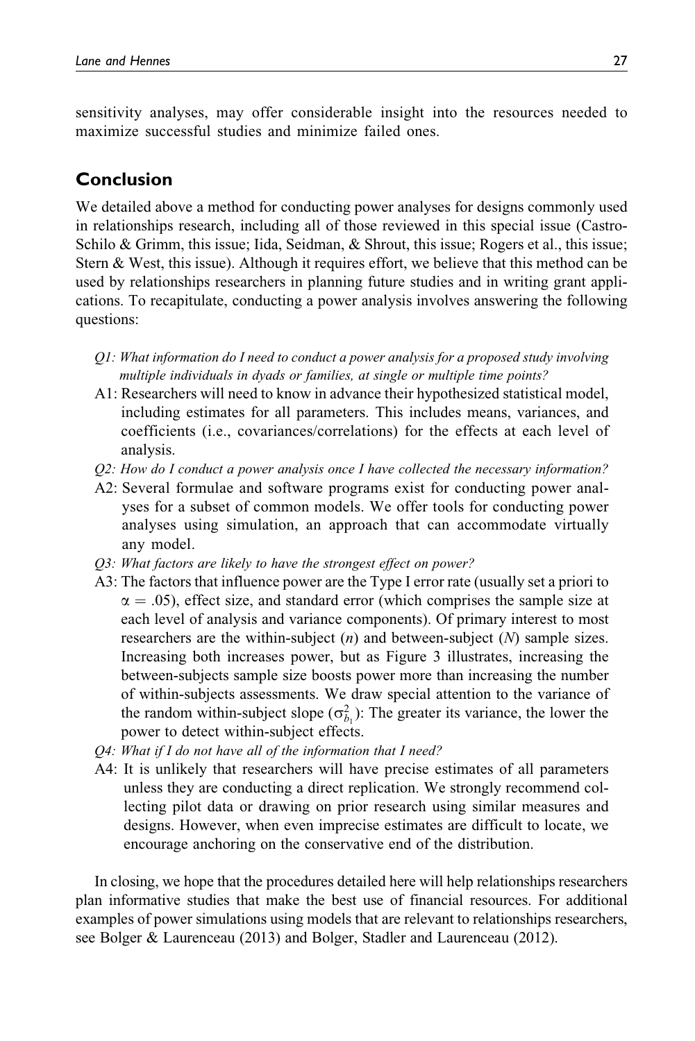sensitivity analyses, may offer considerable insight into the resources needed to maximize successful studies and minimize failed ones.

## Conclusion

We detailed above a method for conducting power analyses for designs commonly used in relationships research, including all of those reviewed in this special issue (Castro-Schilo & Grimm, this issue; Iida, Seidman, & Shrout, this issue; Rogers et al., this issue; Stern & West, this issue). Although it requires effort, we believe that this method can be used by relationships researchers in planning future studies and in writing grant applications. To recapitulate, conducting a power analysis involves answering the following questions:

*Q1: What information do I need to conduct a power analysis for a proposed study involving multiple individuals in dyads or families, at single or multiple time points?*

A1: Researchers will need to know in advance their hypothesized statistical model, including estimates for all parameters. This includes means, variances, and coefficients (i.e., covariances/correlations) for the effects at each level of analysis.

*Q2: How do I conduct a power analysis once I have collected the necessary information?*

A2: Several formulae and software programs exist for conducting power analyses for a subset of common models. We offer tools for conducting power analyses using simulation, an approach that can accommodate virtually any model.

*Q3: What factors are likely to have the strongest effect on power?*

A3: The factors that influence power are the Type I error rate (usually set a priori to $\alpha = .05$), effect size, and standard error (which comprises the sample size at each level of analysis and variance components). Of primary interest to most researchers are the within-subject ($n$) and between-subject ($N$) sample sizes. Increasing both increases power, but as Figure 3 illustrates, increasing the between-subjects sample size boosts power more than increasing the number of within-subjects assessments. We draw special attention to the variance of the random within-subject slope ($\sigma^2_{b_1}$): The greater its variance, the lower the power to detect within-subject effects.

*Q4: What if I do not have all of the information that I need?*

A4: It is unlikely that researchers will have precise estimates of all parameters unless they are conducting a direct replication. We strongly recommend collecting pilot data or drawing on prior research using similar measures and designs. However, when even imprecise estimates are difficult to locate, we encourage anchoring on the conservative end of the distribution.

In closing, we hope that the procedures detailed here will help relationships researchers plan informative studies that make the best use of financial resources. For additional examples of power simulations using models that are relevant to relationships researchers, see Bolger & Laurenceau (2013) and Bolger, Stadler and Laurenceau (2012).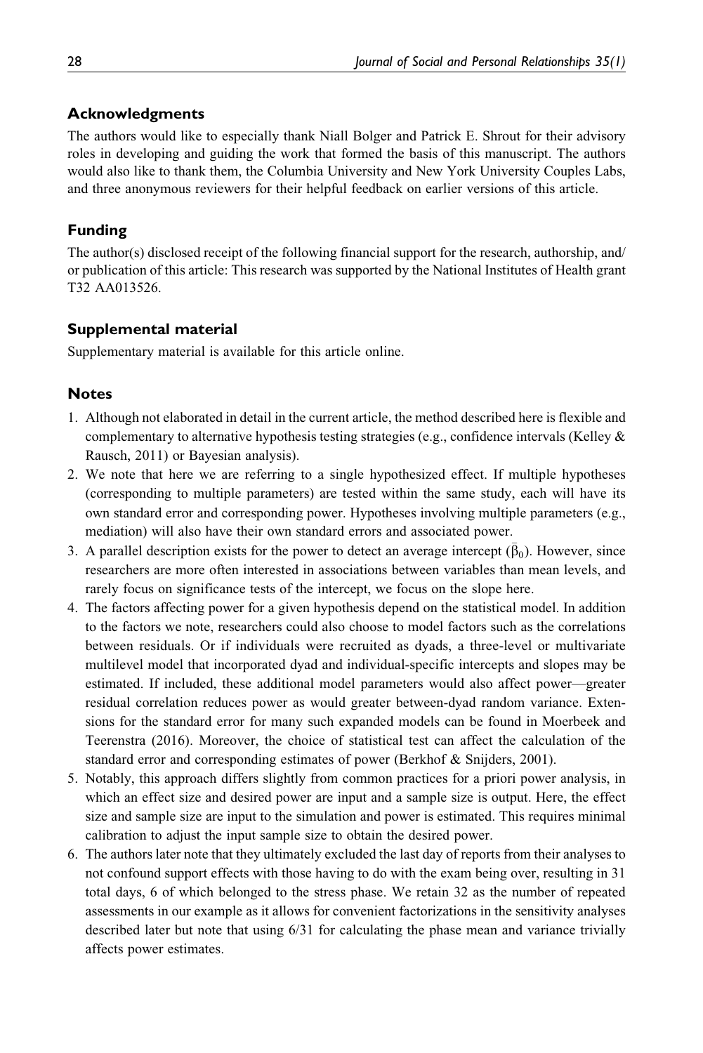## Acknowledgments

The authors would like to especially thank Niall Bolger and Patrick E. Shrout for their advisory roles in developing and guiding the work that formed the basis of this manuscript. The authors would also like to thank them, the Columbia University and New York University Couples Labs, and three anonymous reviewers for their helpful feedback on earlier versions of this article.

## Funding

The author(s) disclosed receipt of the following financial support for the research, authorship, and/or publication of this article: This research was supported by the National Institutes of Health grant T32 AA013526.

## Supplemental material

Supplementary material is available for this article online.

## Notes

1. Although not elaborated in detail in the current article, the method described here is flexible and complementary to alternative hypothesis testing strategies (e.g., confidence intervals (Kelley & Rausch, 2011) or Bayesian analysis).
2. We note that here we are referring to a single hypothesized effect. If multiple hypotheses (corresponding to multiple parameters) are tested within the same study, each will have its own standard error and corresponding power. Hypotheses involving multiple parameters (e.g., mediation) will also have their own standard errors and associated power.
3. A parallel description exists for the power to detect an average intercept ($\bar{\beta}_0$). However, since researchers are more often interested in associations between variables than mean levels, and rarely focus on significance tests of the intercept, we focus on the slope here.
4. The factors affecting power for a given hypothesis depend on the statistical model. In addition to the factors we note, researchers could also choose to model factors such as the correlations between residuals. Or if individuals were recruited as dyads, a three-level or multivariate multilevel model that incorporated dyad and individual-specific intercepts and slopes may be estimated. If included, these additional model parameters would also affect power—greater residual correlation reduces power as would greater between-dyad random variance. Extensions for the standard error for many such expanded models can be found in Moerbeek and Teerenstra (2016). Moreover, the choice of statistical test can affect the calculation of the standard error and corresponding estimates of power (Berkhof & Snijders, 2001).
5. Notably, this approach differs slightly from common practices for a priori power analysis, in which an effect size and desired power are input and a sample size is output. Here, the effect size and sample size are input to the simulation and power is estimated. This requires minimal calibration to adjust the input sample size to obtain the desired power.
6. The authors later note that they ultimately excluded the last day of reports from their analyses to not confound support effects with those having to do with the exam being over, resulting in 31 total days, 6 of which belonged to the stress phase. We retain 32 as the number of repeated assessments in our example as it allows for convenient factorizations in the sensitivity analyses described later but note that using 6/31 for calculating the phase mean and variance trivially affects power estimates.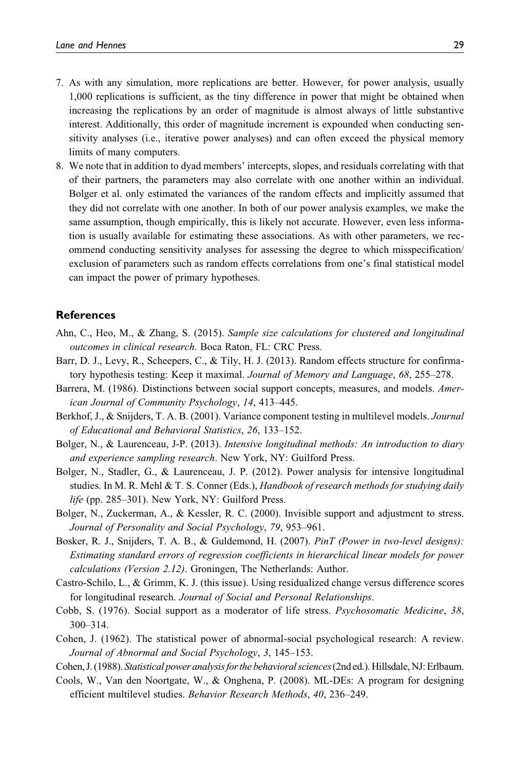7. As with any simulation, more replications are better. However, for power analysis, usually 1,000 replications is sufficient, as the tiny difference in power that might be obtained when increasing the replications by an order of magnitude is almost always of little substantive interest. Additionally, this order of magnitude increment is expounded when conducting sensitivity analyses (i.e., iterative power analyses) and can often exceed the physical memory limits of many computers.
8. We note that in addition to dyad members' intercepts, slopes, and residuals correlating with that of their partners, the parameters may also correlate with one another within an individual. Bolger et al. only estimated the variances of the random effects and implicitly assumed that they did not correlate with one another. In both of our power analysis examples, we make the same assumption, though empirically, this is likely not accurate. However, even less information is usually available for estimating these associations. As with other parameters, we recommend conducting sensitivity analyses for assessing the degree to which misspecification/exclusion of parameters such as random effects correlations from one's final statistical model can impact the power of primary hypotheses.

## References

Ahn, C., Heo, M., & Zhang, S. (2015). *Sample size calculations for clustered and longitudinal outcomes in clinical research*. Boca Raton, FL: CRC Press.

Barr, D. J., Levy, R., Scheepers, C., & Tily, H. J. (2013). Random effects structure for confirmatory hypothesis testing: Keep it maximal. *Journal of Memory and Language*, *68*, 255–278.

Barrera, M. (1986). Distinctions between social support concepts, measures, and models. *American Journal of Community Psychology*, *14*, 413–445.

Berkhof, J., & Snijders, T. A. B. (2001). Variance component testing in multilevel models. *Journal of Educational and Behavioral Statistics*, *26*, 133–152.

Bolger, N., & Laurenceau, J-P. (2013). *Intensive longitudinal methods: An introduction to diary and experience sampling research*. New York, NY: Guilford Press.

Bolger, N., Stadler, G., & Laurenceau, J. P. (2012). Power analysis for intensive longitudinal studies. In M. R. Mehl & T. S. Conner (Eds.), *Handbook of research methods for studying daily life* (pp. 285–301). New York, NY: Guilford Press.

Bolger, N., Zuckerman, A., & Kessler, R. C. (2000). Invisible support and adjustment to stress. *Journal of Personality and Social Psychology*, *79*, 953–961.

Bosker, R. J., Snijders, T. A. B., & Guldemond, H. (2007). *PinT (Power in two-level designs): Estimating standard errors of regression coefficients in hierarchical linear models for power calculations (Version 2.12)*. Groningen, The Netherlands: Author.

Castro-Schilo, L., & Grimm, K. J. (this issue). Using residualized change versus difference scores for longitudinal research. *Journal of Social and Personal Relationships*.

Cobb, S. (1976). Social support as a moderator of life stress. *Psychosomatic Medicine*, *38*, 300–314.

Cohen, J. (1962). The statistical power of abnormal-social psychological research: A review. *Journal of Abnormal and Social Psychology*, *3*, 145–153.

Cohen, J. (1988). *Statistical power analysis for the behavioral sciences* (2nd ed.). Hillsdale, NJ: Erlbaum.

Cools, W., Van den Noortgate, W., & Onghena, P. (2008). ML-DEs: A program for designing efficient multilevel studies. *Behavior Research Methods*, *40*, 236–249.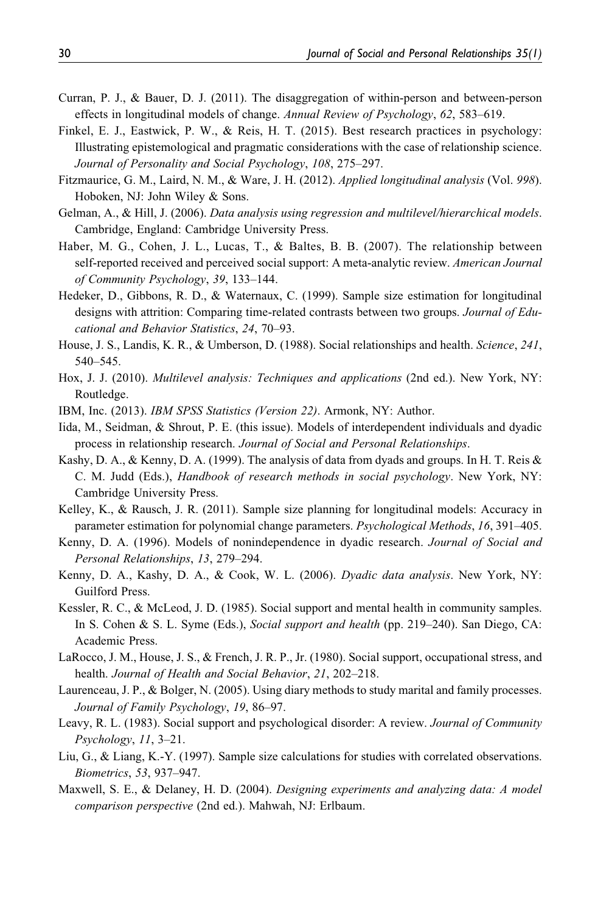Curran, P. J., & Bauer, D. J. (2011). The disaggregation of within-person and between-person effects in longitudinal models of change. *Annual Review of Psychology*, *62*, 583–619.

Finkel, E. J., Eastwick, P. W., & Reis, H. T. (2015). Best research practices in psychology: Illustrating epistemological and pragmatic considerations with the case of relationship science. *Journal of Personality and Social Psychology*, *108*, 275–297.

Fitzmaurice, G. M., Laird, N. M., & Ware, J. H. (2012). *Applied longitudinal analysis* (Vol. *998*). Hoboken, NJ: John Wiley & Sons.

Gelman, A., & Hill, J. (2006). *Data analysis using regression and multilevel/hierarchical models*. Cambridge, England: Cambridge University Press.

Haber, M. G., Cohen, J. L., Lucas, T., & Baltes, B. B. (2007). The relationship between self-reported received and perceived social support: A meta-analytic review. *American Journal of Community Psychology*, *39*, 133–144.

Hedeker, D., Gibbons, R. D., & Waternaux, C. (1999). Sample size estimation for longitudinal designs with attrition: Comparing time-related contrasts between two groups. *Journal of Educational and Behavior Statistics*, *24*, 70–93.

House, J. S., Landis, K. R., & Umberson, D. (1988). Social relationships and health. *Science*, *241*, 540–545.

Hox, J. J. (2010). *Multilevel analysis: Techniques and applications* (2nd ed.). New York, NY: Routledge.

IBM, Inc. (2013). *IBM SPSS Statistics (Version 22)*. Armonk, NY: Author.

Iida, M., Seidman, & Shrout, P. E. (this issue). Models of interdependent individuals and dyadic process in relationship research. *Journal of Social and Personal Relationships*.

Kashy, D. A., & Kenny, D. A. (1999). The analysis of data from dyads and groups. In H. T. Reis & C. M. Judd (Eds.), *Handbook of research methods in social psychology*. New York, NY: Cambridge University Press.

Kelley, K., & Rausch, J. R. (2011). Sample size planning for longitudinal models: Accuracy in parameter estimation for polynomial change parameters. *Psychological Methods*, *16*, 391–405.

Kenny, D. A. (1996). Models of nonindependence in dyadic research. *Journal of Social and Personal Relationships*, *13*, 279–294.

Kenny, D. A., Kashy, D. A., & Cook, W. L. (2006). *Dyadic data analysis*. New York, NY: Guilford Press.

Kessler, R. C., & McLeod, J. D. (1985). Social support and mental health in community samples. In S. Cohen & S. L. Syme (Eds.), *Social support and health* (pp. 219–240). San Diego, CA: Academic Press.

LaRocco, J. M., House, J. S., & French, J. R. P., Jr. (1980). Social support, occupational stress, and health. *Journal of Health and Social Behavior*, *21*, 202–218.

Laurenceau, J. P., & Bolger, N. (2005). Using diary methods to study marital and family processes. *Journal of Family Psychology*, *19*, 86–97.

Leavy, R. L. (1983). Social support and psychological disorder: A review. *Journal of Community Psychology*, *11*, 3–21.

Liu, G., & Liang, K.-Y. (1997). Sample size calculations for studies with correlated observations. *Biometrics*, *53*, 937–947.

Maxwell, S. E., & Delaney, H. D. (2004). *Designing experiments and analyzing data: A model comparison perspective* (2nd ed.). Mahwah, NJ: Erlbaum.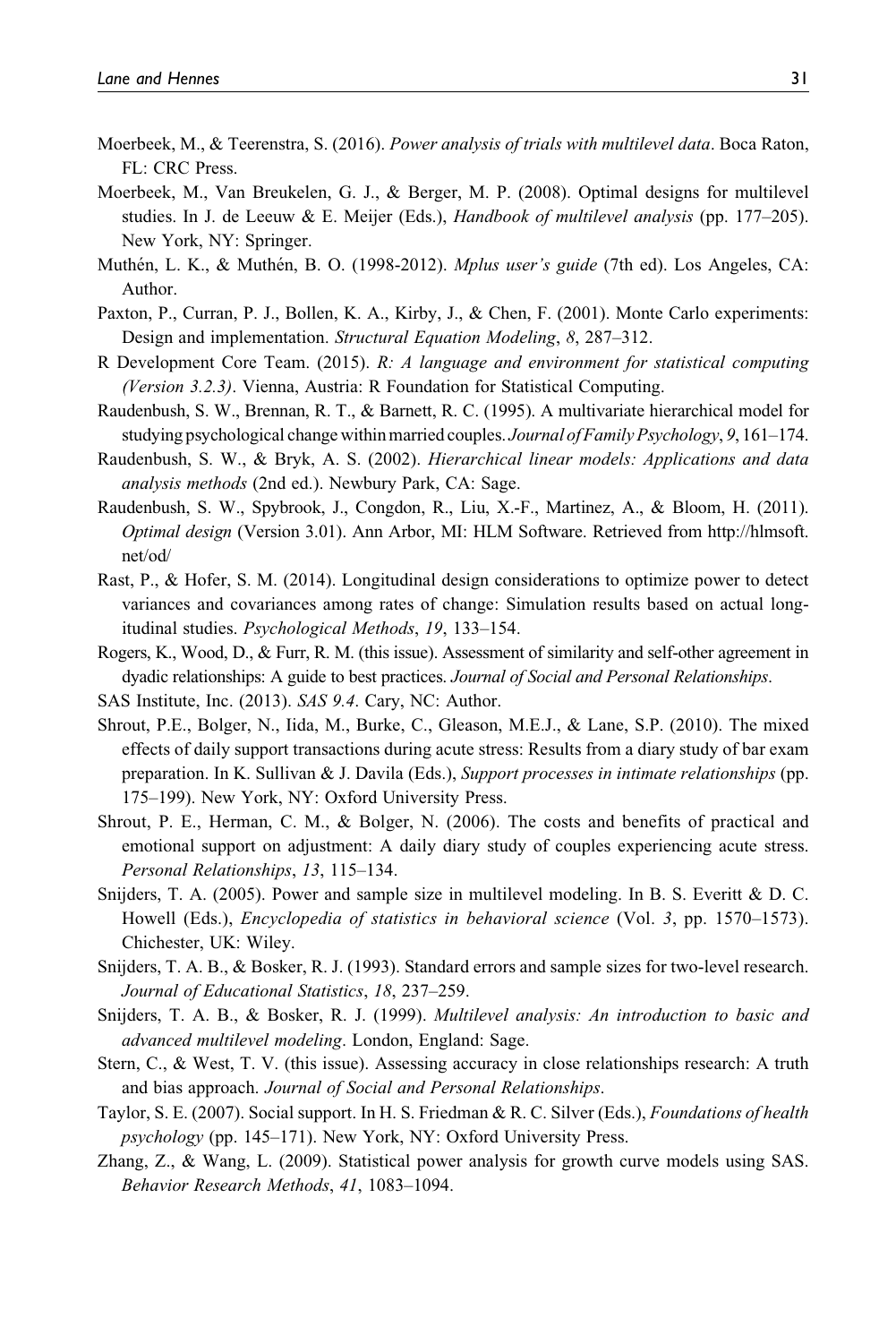Moerbeek, M., & Teerenstra, S. (2016). *Power analysis of trials with multilevel data*. Boca Raton, FL: CRC Press.

Moerbeek, M., Van Breukelen, G. J., & Berger, M. P. (2008). Optimal designs for multilevel studies. In J. de Leeuw & E. Meijer (Eds.), *Handbook of multilevel analysis* (pp. 177–205). New York, NY: Springer.

Muthén, L. K., & Muthén, B. O. (1998-2012). *Mplus user's guide* (7th ed). Los Angeles, CA: Author.

Paxton, P., Curran, P. J., Bollen, K. A., Kirby, J., & Chen, F. (2001). Monte Carlo experiments: Design and implementation. *Structural Equation Modeling*, *8*, 287–312.

R Development Core Team. (2015). *R: A language and environment for statistical computing (Version 3.2.3)*. Vienna, Austria: R Foundation for Statistical Computing.

Raudenbush, S. W., Brennan, R. T., & Barnett, R. C. (1995). A multivariate hierarchical model for studying psychological change within married couples. *Journal of Family Psychology*, *9*, 161–174.

Raudenbush, S. W., & Bryk, A. S. (2002). *Hierarchical linear models: Applications and data analysis methods* (2nd ed.). Newbury Park, CA: Sage.

Raudenbush, S. W., Spybrook, J., Congdon, R., Liu, X.-F., Martinez, A., & Bloom, H. (2011). *Optimal design* (Version 3.01). Ann Arbor, MI: HLM Software. Retrieved from http://hlmsoft.net/od/

Rast, P., & Hofer, S. M. (2014). Longitudinal design considerations to optimize power to detect variances and covariances among rates of change: Simulation results based on actual longitudinal studies. *Psychological Methods*, *19*, 133–154.

Rogers, K., Wood, D., & Furr, R. M. (this issue). Assessment of similarity and self-other agreement in dyadic relationships: A guide to best practices. *Journal of Social and Personal Relationships*.

SAS Institute, Inc. (2013). *SAS 9.4*. Cary, NC: Author.

Shrout, P.E., Bolger, N., Iida, M., Burke, C., Gleason, M.E.J., & Lane, S.P. (2010). The mixed effects of daily support transactions during acute stress: Results from a diary study of bar exam preparation. In K. Sullivan & J. Davila (Eds.), *Support processes in intimate relationships* (pp. 175–199). New York, NY: Oxford University Press.

Shrout, P. E., Herman, C. M., & Bolger, N. (2006). The costs and benefits of practical and emotional support on adjustment: A daily diary study of couples experiencing acute stress. *Personal Relationships*, *13*, 115–134.

Snijders, T. A. (2005). Power and sample size in multilevel modeling. In B. S. Everitt & D. C. Howell (Eds.), *Encyclopedia of statistics in behavioral science* (Vol. *3*, pp. 1570–1573). Chichester, UK: Wiley.

Snijders, T. A. B., & Bosker, R. J. (1993). Standard errors and sample sizes for two-level research. *Journal of Educational Statistics*, *18*, 237–259.

Snijders, T. A. B., & Bosker, R. J. (1999). *Multilevel analysis: An introduction to basic and advanced multilevel modeling*. London, England: Sage.

Stern, C., & West, T. V. (this issue). Assessing accuracy in close relationships research: A truth and bias approach. *Journal of Social and Personal Relationships*.

Taylor, S. E. (2007). Social support. In H. S. Friedman & R. C. Silver (Eds.), *Foundations of health psychology* (pp. 145–171). New York, NY: Oxford University Press.

Zhang, Z., & Wang, L. (2009). Statistical power analysis for growth curve models using SAS. *Behavior Research Methods*, *41*, 1083–1094.